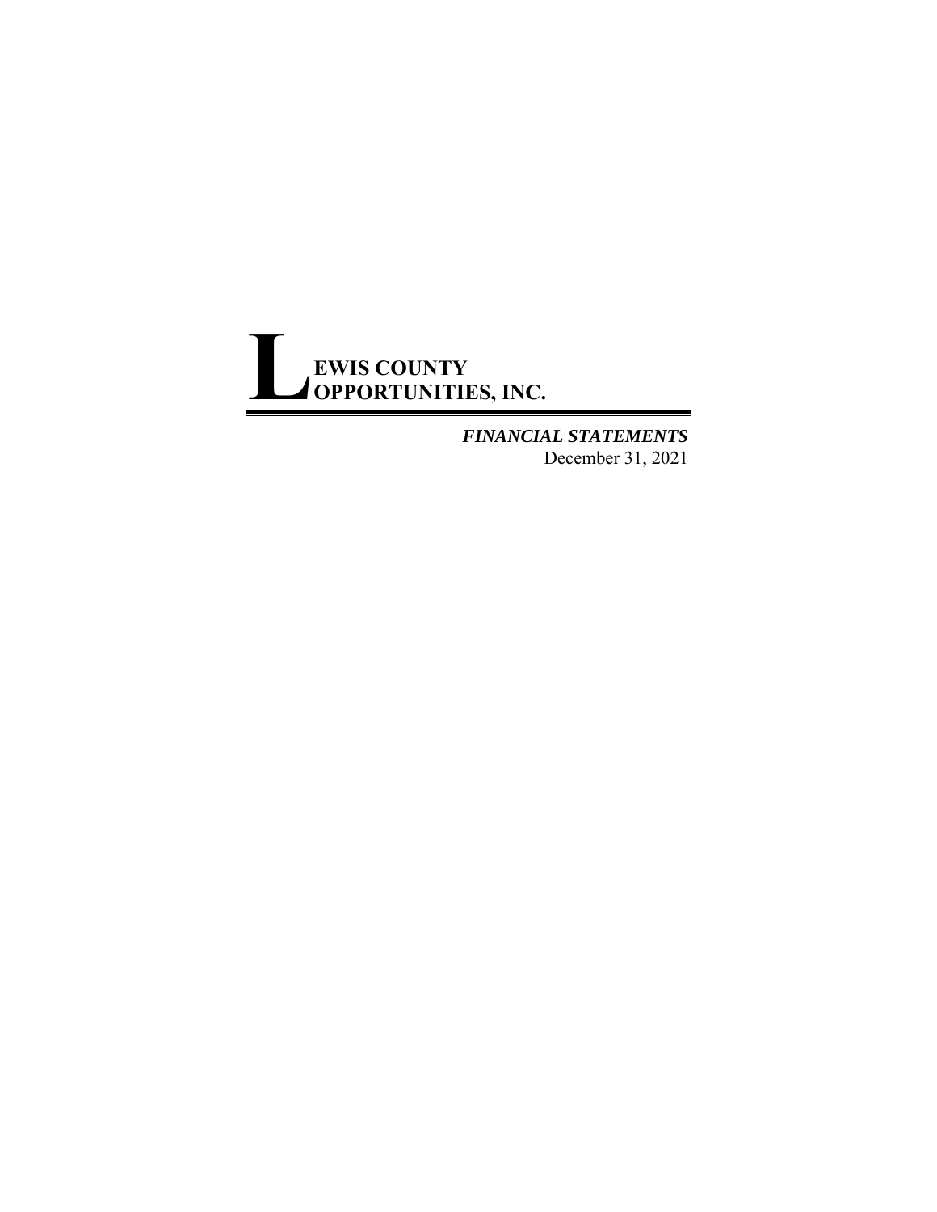# LEWIS COUNTY OPPORTUNITIES, INC.

***FINANCIAL STATEMENTS***

December 31, 2021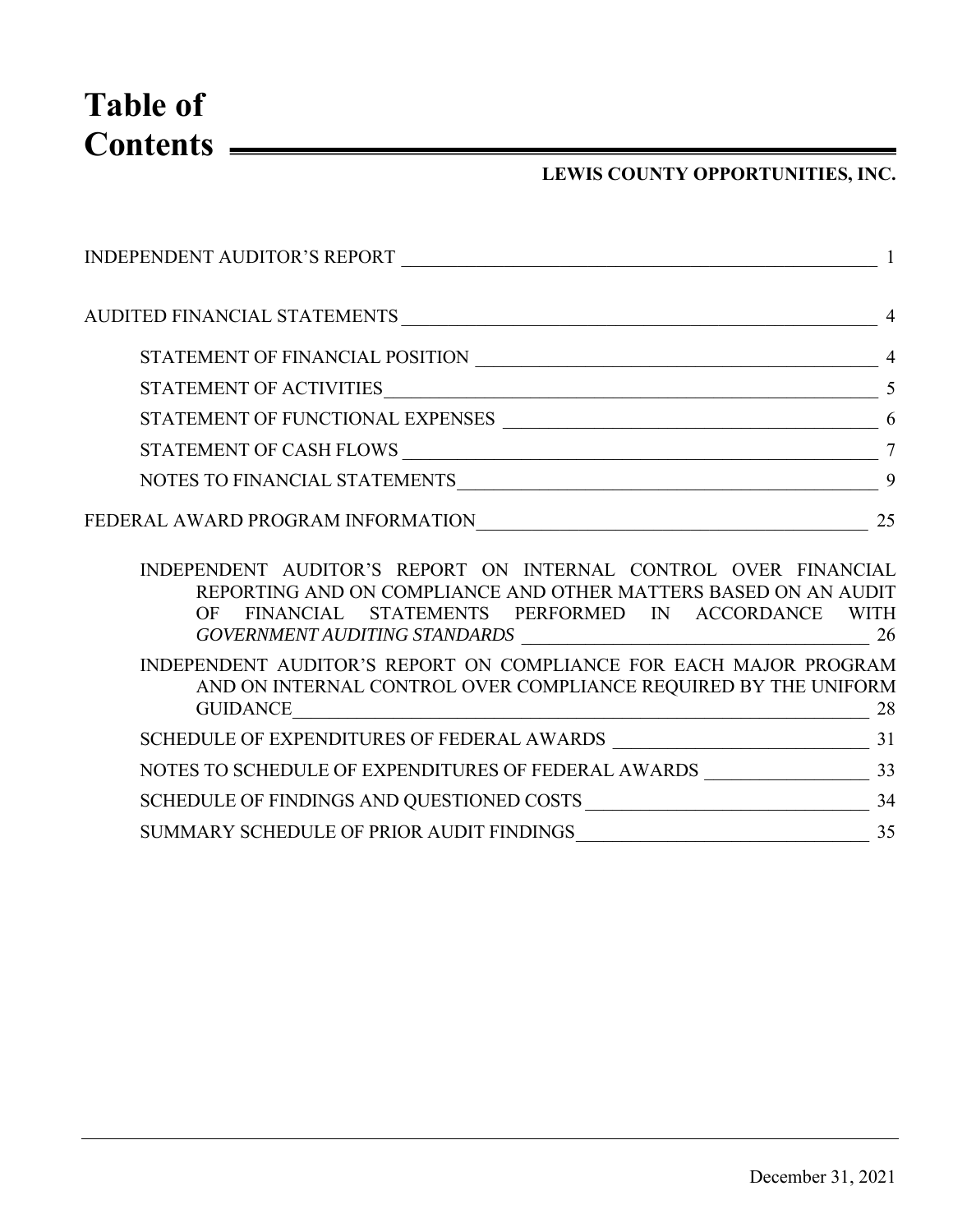# Table of Contents

**LEWIS COUNTY OPPORTUNITIES, INC.**

| | |
|---|---|
| INDEPENDENT AUDITOR'S REPORT | 1 |
| AUDITED FINANCIAL STATEMENTS | 4 |
| STATEMENT OF FINANCIAL POSITION | 4 |
| STATEMENT OF ACTIVITIES | 5 |
| STATEMENT OF FUNCTIONAL EXPENSES | 6 |
| STATEMENT OF CASH FLOWS | 7 |
| NOTES TO FINANCIAL STATEMENTS | 9 |
| FEDERAL AWARD PROGRAM INFORMATION | 25 |
| INDEPENDENT AUDITOR'S REPORT ON INTERNAL CONTROL OVER FINANCIAL REPORTING AND ON COMPLIANCE AND OTHER MATTERS BASED ON AN AUDIT OF FINANCIAL STATEMENTS PERFORMED IN ACCORDANCE WITH *GOVERNMENT AUDITING STANDARDS* | 26 |
| INDEPENDENT AUDITOR'S REPORT ON COMPLIANCE FOR EACH MAJOR PROGRAM AND ON INTERNAL CONTROL OVER COMPLIANCE REQUIRED BY THE UNIFORM GUIDANCE | 28 |
| SCHEDULE OF EXPENDITURES OF FEDERAL AWARDS | 31 |
| NOTES TO SCHEDULE OF EXPENDITURES OF FEDERAL AWARDS | 33 |
| SCHEDULE OF FINDINGS AND QUESTIONED COSTS | 34 |
| SUMMARY SCHEDULE OF PRIOR AUDIT FINDINGS | 35 |

December 31, 2021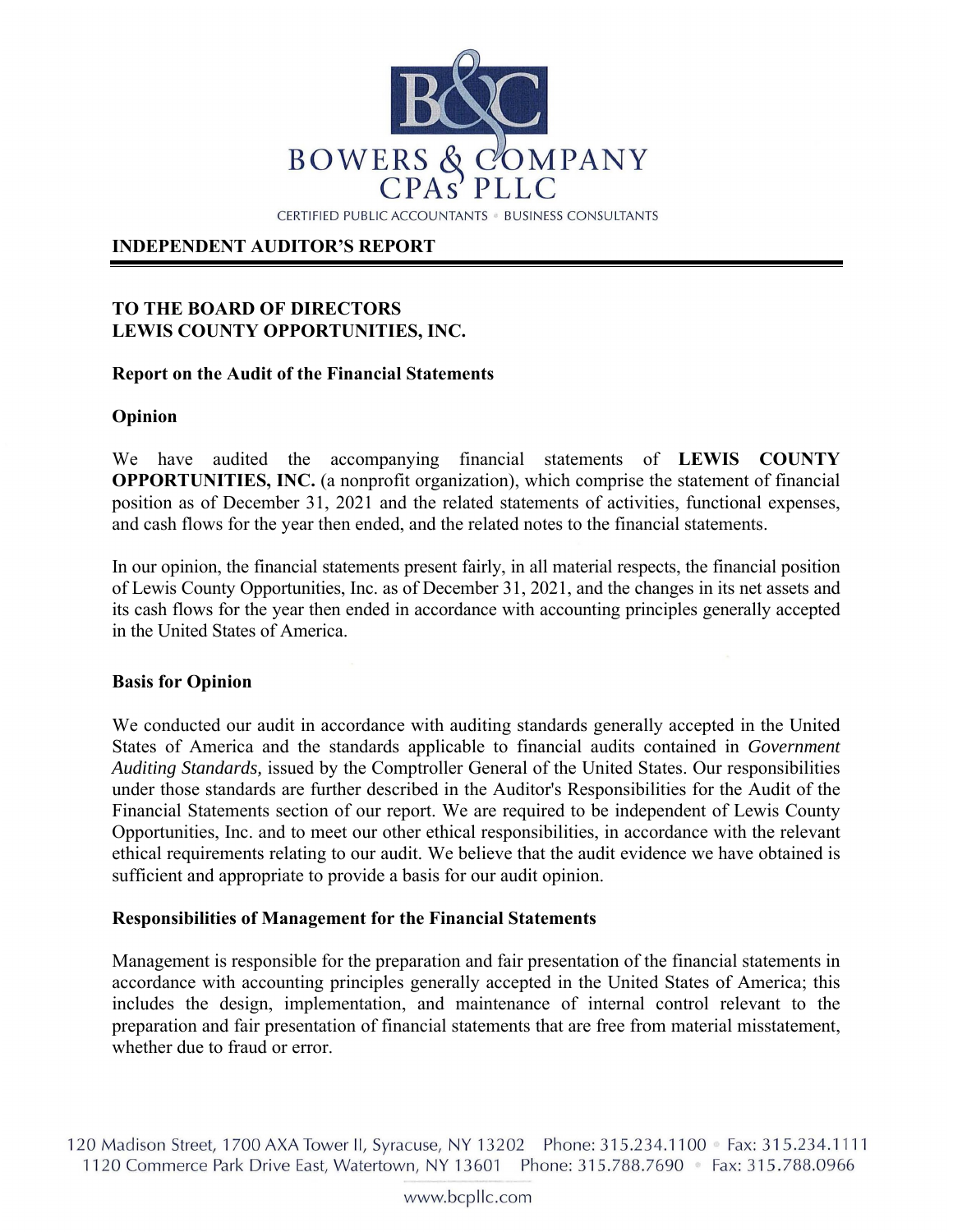BOWERS & COMPANY CPAs PLLC

CERTIFIED PUBLIC ACCOUNTANTS • BUSINESS CONSULTANTS

## INDEPENDENT AUDITOR'S REPORT

**TO THE BOARD OF DIRECTORS**
**LEWIS COUNTY OPPORTUNITIES, INC.**

### Report on the Audit of the Financial Statements

### Opinion

We have audited the accompanying financial statements of **LEWIS COUNTY OPPORTUNITIES, INC.** (a nonprofit organization), which comprise the statement of financial position as of December 31, 2021 and the related statements of activities, functional expenses, and cash flows for the year then ended, and the related notes to the financial statements.

In our opinion, the financial statements present fairly, in all material respects, the financial position of Lewis County Opportunities, Inc. as of December 31, 2021, and the changes in its net assets and its cash flows for the year then ended in accordance with accounting principles generally accepted in the United States of America.

### Basis for Opinion

We conducted our audit in accordance with auditing standards generally accepted in the United States of America and the standards applicable to financial audits contained in *Government Auditing Standards,* issued by the Comptroller General of the United States. Our responsibilities under those standards are further described in the Auditor's Responsibilities for the Audit of the Financial Statements section of our report. We are required to be independent of Lewis County Opportunities, Inc. and to meet our other ethical responsibilities, in accordance with the relevant ethical requirements relating to our audit. We believe that the audit evidence we have obtained is sufficient and appropriate to provide a basis for our audit opinion.

### Responsibilities of Management for the Financial Statements

Management is responsible for the preparation and fair presentation of the financial statements in accordance with accounting principles generally accepted in the United States of America; this includes the design, implementation, and maintenance of internal control relevant to the preparation and fair presentation of financial statements that are free from material misstatement, whether due to fraud or error.

120 Madison Street, 1700 AXA Tower II, Syracuse, NY 13202 Phone: 315.234.1100 • Fax: 315.234.1111
1120 Commerce Park Drive East, Watertown, NY 13601 Phone: 315.788.7690 • Fax: 315.788.0966

www.bcpllc.com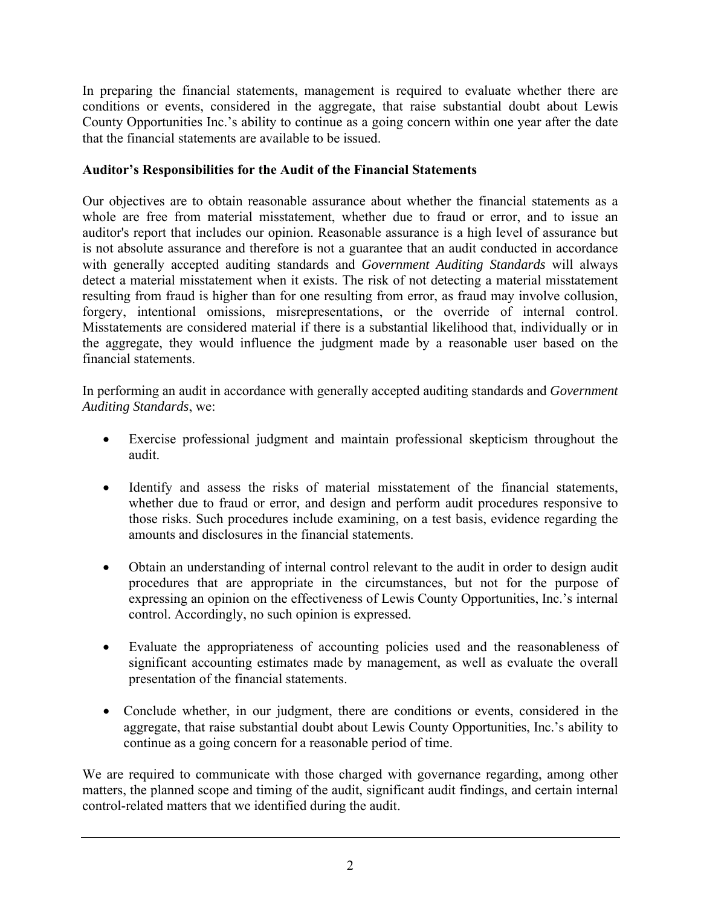In preparing the financial statements, management is required to evaluate whether there are conditions or events, considered in the aggregate, that raise substantial doubt about Lewis County Opportunities Inc.'s ability to continue as a going concern within one year after the date that the financial statements are available to be issued.

**Auditor's Responsibilities for the Audit of the Financial Statements**

Our objectives are to obtain reasonable assurance about whether the financial statements as a whole are free from material misstatement, whether due to fraud or error, and to issue an auditor's report that includes our opinion. Reasonable assurance is a high level of assurance but is not absolute assurance and therefore is not a guarantee that an audit conducted in accordance with generally accepted auditing standards and *Government Auditing Standards* will always detect a material misstatement when it exists. The risk of not detecting a material misstatement resulting from fraud is higher than for one resulting from error, as fraud may involve collusion, forgery, intentional omissions, misrepresentations, or the override of internal control. Misstatements are considered material if there is a substantial likelihood that, individually or in the aggregate, they would influence the judgment made by a reasonable user based on the financial statements.

In performing an audit in accordance with generally accepted auditing standards and *Government Auditing Standards*, we:

- Exercise professional judgment and maintain professional skepticism throughout the audit.
- Identify and assess the risks of material misstatement of the financial statements, whether due to fraud or error, and design and perform audit procedures responsive to those risks. Such procedures include examining, on a test basis, evidence regarding the amounts and disclosures in the financial statements.
- Obtain an understanding of internal control relevant to the audit in order to design audit procedures that are appropriate in the circumstances, but not for the purpose of expressing an opinion on the effectiveness of Lewis County Opportunities, Inc.'s internal control. Accordingly, no such opinion is expressed.
- Evaluate the appropriateness of accounting policies used and the reasonableness of significant accounting estimates made by management, as well as evaluate the overall presentation of the financial statements.
- Conclude whether, in our judgment, there are conditions or events, considered in the aggregate, that raise substantial doubt about Lewis County Opportunities, Inc.'s ability to continue as a going concern for a reasonable period of time.

We are required to communicate with those charged with governance regarding, among other matters, the planned scope and timing of the audit, significant audit findings, and certain internal control-related matters that we identified during the audit.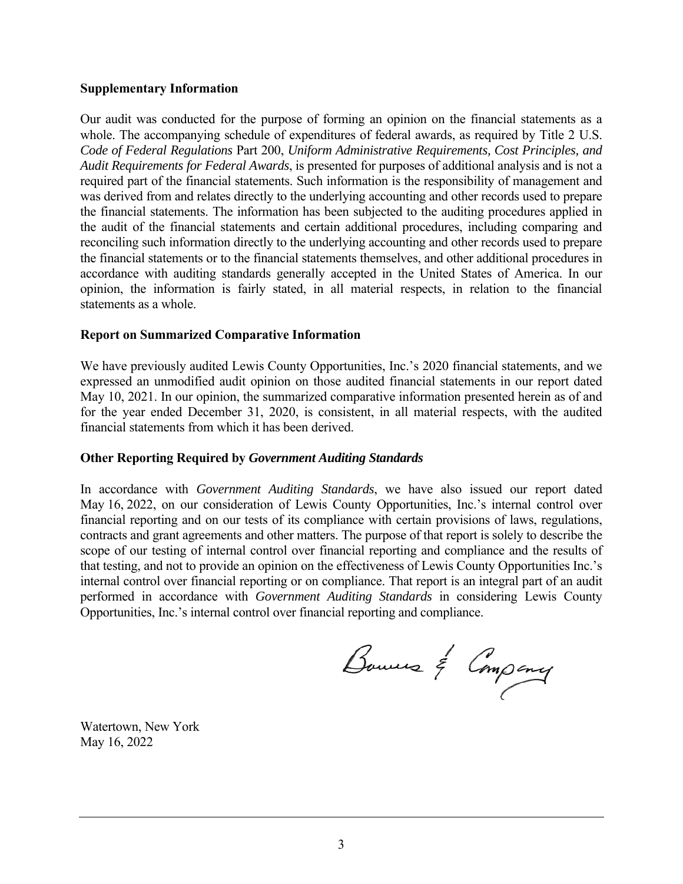### Supplementary Information

Our audit was conducted for the purpose of forming an opinion on the financial statements as a whole. The accompanying schedule of expenditures of federal awards, as required by Title 2 U.S. *Code of Federal Regulations* Part 200, *Uniform Administrative Requirements, Cost Principles, and Audit Requirements for Federal Awards*, is presented for purposes of additional analysis and is not a required part of the financial statements. Such information is the responsibility of management and was derived from and relates directly to the underlying accounting and other records used to prepare the financial statements. The information has been subjected to the auditing procedures applied in the audit of the financial statements and certain additional procedures, including comparing and reconciling such information directly to the underlying accounting and other records used to prepare the financial statements or to the financial statements themselves, and other additional procedures in accordance with auditing standards generally accepted in the United States of America. In our opinion, the information is fairly stated, in all material respects, in relation to the financial statements as a whole.

### Report on Summarized Comparative Information

We have previously audited Lewis County Opportunities, Inc.'s 2020 financial statements, and we expressed an unmodified audit opinion on those audited financial statements in our report dated May 10, 2021. In our opinion, the summarized comparative information presented herein as of and for the year ended December 31, 2020, is consistent, in all material respects, with the audited financial statements from which it has been derived.

### Other Reporting Required by *Government Auditing Standards*

In accordance with *Government Auditing Standards*, we have also issued our report dated May 16, 2022, on our consideration of Lewis County Opportunities, Inc.'s internal control over financial reporting and on our tests of its compliance with certain provisions of laws, regulations, contracts and grant agreements and other matters. The purpose of that report is solely to describe the scope of our testing of internal control over financial reporting and compliance and the results of that testing, and not to provide an opinion on the effectiveness of Lewis County Opportunities Inc.'s internal control over financial reporting or on compliance. That report is an integral part of an audit performed in accordance with *Government Auditing Standards* in considering Lewis County Opportunities, Inc.'s internal control over financial reporting and compliance.

Bowers & Company

Watertown, New York
May 16, 2022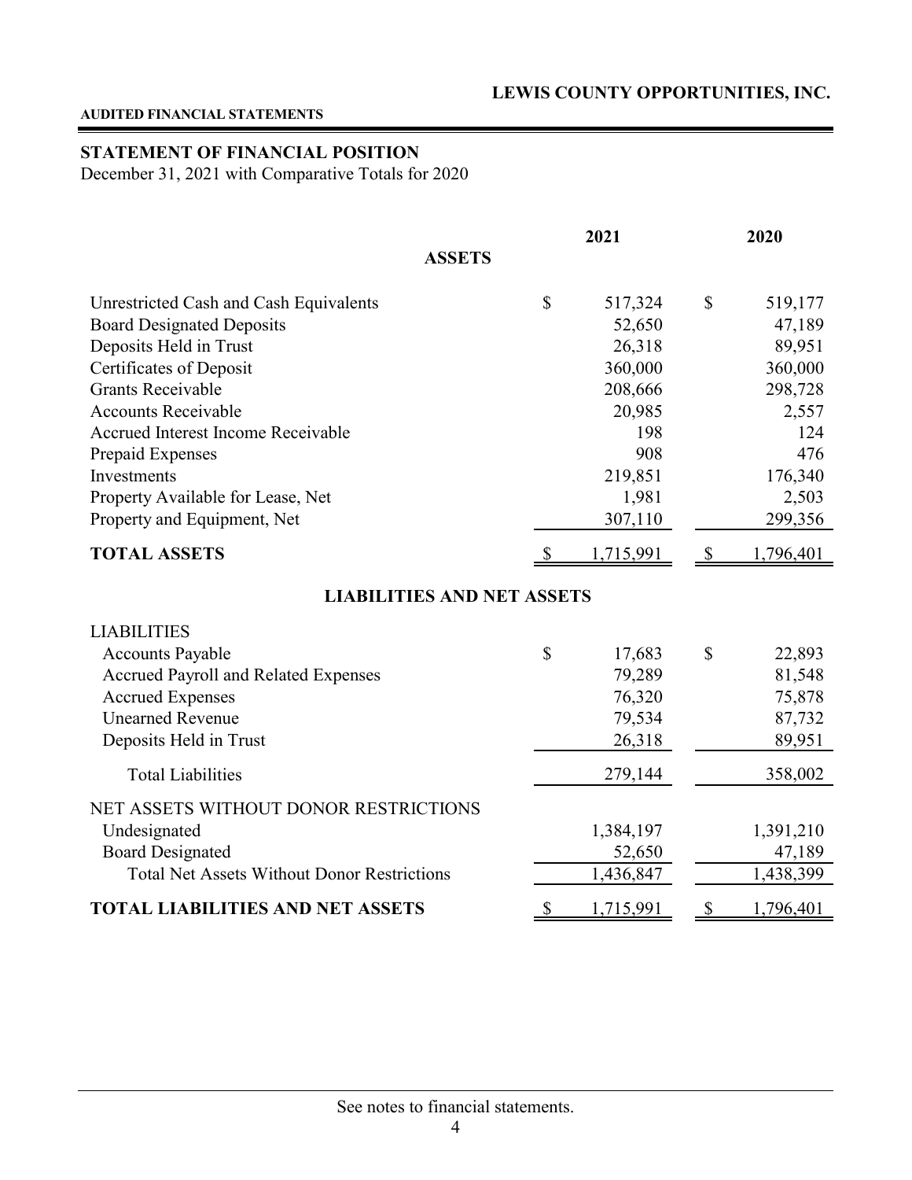**LEWIS COUNTY OPPORTUNITIES, INC.**

**AUDITED FINANCIAL STATEMENTS**

## STATEMENT OF FINANCIAL POSITION

December 31, 2021 with Comparative Totals for 2020

| | 2021 | 2020 |
|---|---|---|
| **ASSETS** | | |
| Unrestricted Cash and Cash Equivalents | $ 517,324 | $ 519,177 |
| Board Designated Deposits | 52,650 | 47,189 |
| Deposits Held in Trust | 26,318 | 89,951 |
| Certificates of Deposit | 360,000 | 360,000 |
| Grants Receivable | 208,666 | 298,728 |
| Accounts Receivable | 20,985 | 2,557 |
| Accrued Interest Income Receivable | 198 | 124 |
| Prepaid Expenses | 908 | 476 |
| Investments | 219,851 | 176,340 |
| Property Available for Lease, Net | 1,981 | 2,503 |
| Property and Equipment, Net | 307,110 | 299,356 |
| **TOTAL ASSETS** | $ 1,715,991 | $ 1,796,401 |
| **LIABILITIES AND NET ASSETS** | | |
| LIABILITIES | | |
| Accounts Payable | $ 17,683 | $ 22,893 |
| Accrued Payroll and Related Expenses | 79,289 | 81,548 |
| Accrued Expenses | 76,320 | 75,878 |
| Unearned Revenue | 79,534 | 87,732 |
| Deposits Held in Trust | 26,318 | 89,951 |
| Total Liabilities | 279,144 | 358,002 |
| NET ASSETS WITHOUT DONOR RESTRICTIONS | | |
| Undesignated | 1,384,197 | 1,391,210 |
| Board Designated | 52,650 | 47,189 |
| Total Net Assets Without Donor Restrictions | 1,436,847 | 1,438,399 |
| **TOTAL LIABILITIES AND NET ASSETS** | $ 1,715,991 | $ 1,796,401 |

See notes to financial statements.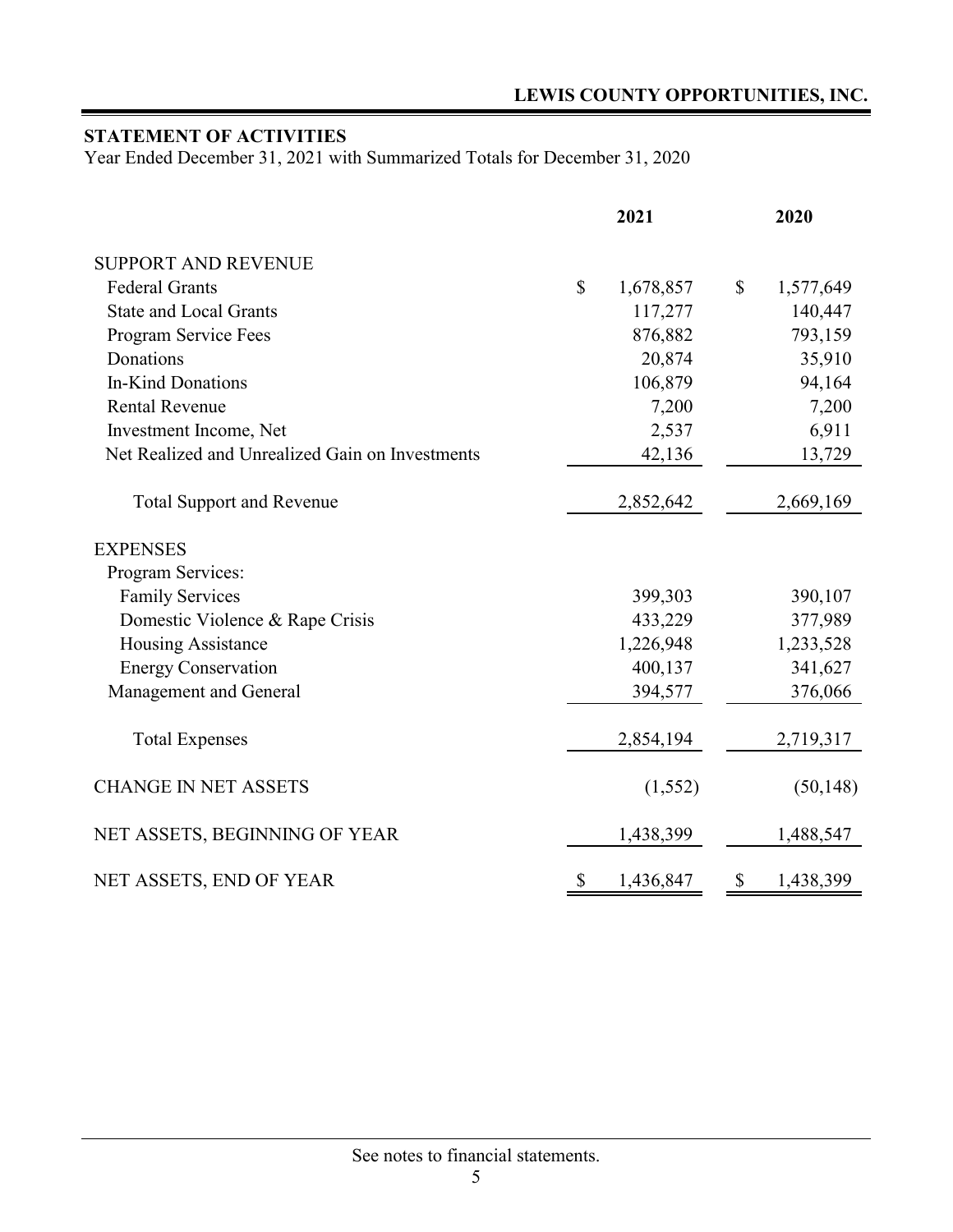## LEWIS COUNTY OPPORTUNITIES, INC.

### STATEMENT OF ACTIVITIES

Year Ended December 31, 2021 with Summarized Totals for December 31, 2020

| | 2021 | 2020 |
|---|---|---|
| SUPPORT AND REVENUE | | |
| Federal Grants | $ 1,678,857 | $ 1,577,649 |
| State and Local Grants | 117,277 | 140,447 |
| Program Service Fees | 876,882 | 793,159 |
| Donations | 20,874 | 35,910 |
| In-Kind Donations | 106,879 | 94,164 |
| Rental Revenue | 7,200 | 7,200 |
| Investment Income, Net | 2,537 | 6,911 |
| Net Realized and Unrealized Gain on Investments | 42,136 | 13,729 |
| Total Support and Revenue | 2,852,642 | 2,669,169 |
| EXPENSES | | |
| Program Services: | | |
| Family Services | 399,303 | 390,107 |
| Domestic Violence & Rape Crisis | 433,229 | 377,989 |
| Housing Assistance | 1,226,948 | 1,233,528 |
| Energy Conservation | 400,137 | 341,627 |
| Management and General | 394,577 | 376,066 |
| Total Expenses | 2,854,194 | 2,719,317 |
| CHANGE IN NET ASSETS | (1,552) | (50,148) |
| NET ASSETS, BEGINNING OF YEAR | 1,438,399 | 1,488,547 |
| NET ASSETS, END OF YEAR | $ 1,436,847 | $ 1,438,399 |

See notes to financial statements.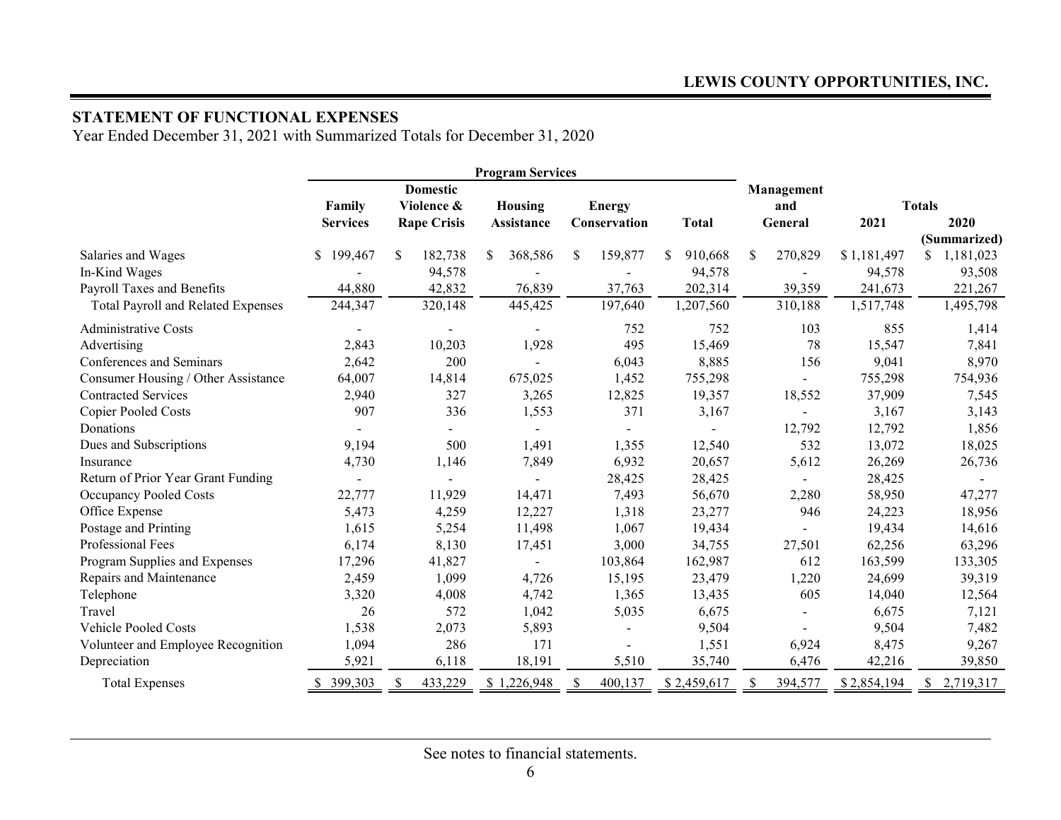## STATEMENT OF FUNCTIONAL EXPENSES

Year Ended December 31, 2021 with Summarized Totals for December 31, 2020

| | Program Services | | | | | Management and General | Totals | |
|---|---|---|---|---|---|---|---|---|
| | Family Services | Domestic Violence & Rape Crisis | Housing Assistance | Energy Conservation | Total | | 2021 | 2020 (Summarized) |
| Salaries and Wages | $ 199,467 | $ 182,738 | $ 368,586 | $ 159,877 | $ 910,668 | $ 270,829 | $ 1,181,497 | $ 1,181,023 |
| In-Kind Wages | - | 94,578 | - | - | 94,578 | - | 94,578 | 93,508 |
| Payroll Taxes and Benefits | 44,880 | 42,832 | 76,839 | 37,763 | 202,314 | 39,359 | 241,673 | 221,267 |
| Total Payroll and Related Expenses | 244,347 | 320,148 | 445,425 | 197,640 | 1,207,560 | 310,188 | 1,517,748 | 1,495,798 |
| Administrative Costs | - | - | - | 752 | 752 | 103 | 855 | 1,414 |
| Advertising | 2,843 | 10,203 | 1,928 | 495 | 15,469 | 78 | 15,547 | 7,841 |
| Conferences and Seminars | 2,642 | 200 | - | 6,043 | 8,885 | 156 | 9,041 | 8,970 |
| Consumer Housing / Other Assistance | 64,007 | 14,814 | 675,025 | 1,452 | 755,298 | - | 755,298 | 754,936 |
| Contracted Services | 2,940 | 327 | 3,265 | 12,825 | 19,357 | 18,552 | 37,909 | 7,545 |
| Copier Pooled Costs | 907 | 336 | 1,553 | 371 | 3,167 | - | 3,167 | 3,143 |
| Donations | - | - | - | - | - | 12,792 | 12,792 | 1,856 |
| Dues and Subscriptions | 9,194 | 500 | 1,491 | 1,355 | 12,540 | 532 | 13,072 | 18,025 |
| Insurance | 4,730 | 1,146 | 7,849 | 6,932 | 20,657 | 5,612 | 26,269 | 26,736 |
| Return of Prior Year Grant Funding | - | - | - | 28,425 | 28,425 | - | 28,425 | - |
| Occupancy Pooled Costs | 22,777 | 11,929 | 14,471 | 7,493 | 56,670 | 2,280 | 58,950 | 47,277 |
| Office Expense | 5,473 | 4,259 | 12,227 | 1,318 | 23,277 | 946 | 24,223 | 18,956 |
| Postage and Printing | 1,615 | 5,254 | 11,498 | 1,067 | 19,434 | - | 19,434 | 14,616 |
| Professional Fees | 6,174 | 8,130 | 17,451 | 3,000 | 34,755 | 27,501 | 62,256 | 63,296 |
| Program Supplies and Expenses | 17,296 | 41,827 | - | 103,864 | 162,987 | 612 | 163,599 | 133,305 |
| Repairs and Maintenance | 2,459 | 1,099 | 4,726 | 15,195 | 23,479 | 1,220 | 24,699 | 39,319 |
| Telephone | 3,320 | 4,008 | 4,742 | 1,365 | 13,435 | 605 | 14,040 | 12,564 |
| Travel | 26 | 572 | 1,042 | 5,035 | 6,675 | - | 6,675 | 7,121 |
| Vehicle Pooled Costs | 1,538 | 2,073 | 5,893 | - | 9,504 | - | 9,504 | 7,482 |
| Volunteer and Employee Recognition | 1,094 | 286 | 171 | - | 1,551 | 6,924 | 8,475 | 9,267 |
| Depreciation | 5,921 | 6,118 | 18,191 | 5,510 | 35,740 | 6,476 | 42,216 | 39,850 |
| Total Expenses | $ 399,303 | $ 433,229 | $ 1,226,948 | $ 400,137 | $ 2,459,617 | $ 394,577 | $ 2,854,194 | $ 2,719,317 |

See notes to financial statements.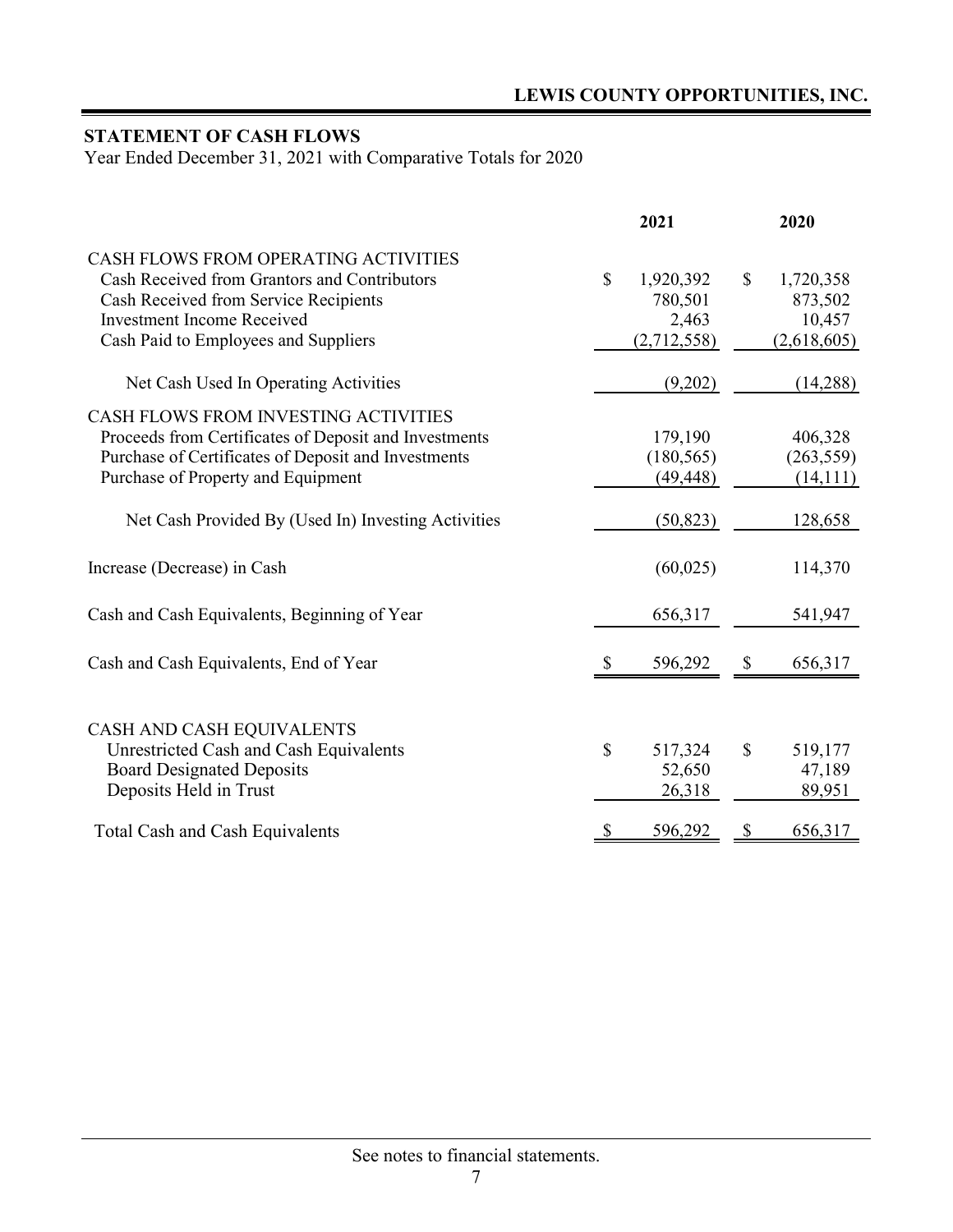## LEWIS COUNTY OPPORTUNITIES, INC.

### STATEMENT OF CASH FLOWS

Year Ended December 31, 2021 with Comparative Totals for 2020

| | 2021 | 2020 |
|---|---|---|
| CASH FLOWS FROM OPERATING ACTIVITIES | | |
| Cash Received from Grantors and Contributors | $ 1,920,392 | $ 1,720,358 |
| Cash Received from Service Recipients | 780,501 | 873,502 |
| Investment Income Received | 2,463 | 10,457 |
| Cash Paid to Employees and Suppliers | (2,712,558) | (2,618,605) |
| Net Cash Used In Operating Activities | (9,202) | (14,288) |
| CASH FLOWS FROM INVESTING ACTIVITIES | | |
| Proceeds from Certificates of Deposit and Investments | 179,190 | 406,328 |
| Purchase of Certificates of Deposit and Investments | (180,565) | (263,559) |
| Purchase of Property and Equipment | (49,448) | (14,111) |
| Net Cash Provided By (Used In) Investing Activities | (50,823) | 128,658 |
| Increase (Decrease) in Cash | (60,025) | 114,370 |
| Cash and Cash Equivalents, Beginning of Year | 656,317 | 541,947 |
| Cash and Cash Equivalents, End of Year | $ 596,292 | $ 656,317 |

| | 2021 | 2020 |
|---|---|---|
| CASH AND CASH EQUIVALENTS | | |
| Unrestricted Cash and Cash Equivalents | $ 517,324 | $ 519,177 |
| Board Designated Deposits | 52,650 | 47,189 |
| Deposits Held in Trust | 26,318 | 89,951 |
| Total Cash and Cash Equivalents | $ 596,292 | $ 656,317 |

See notes to financial statements.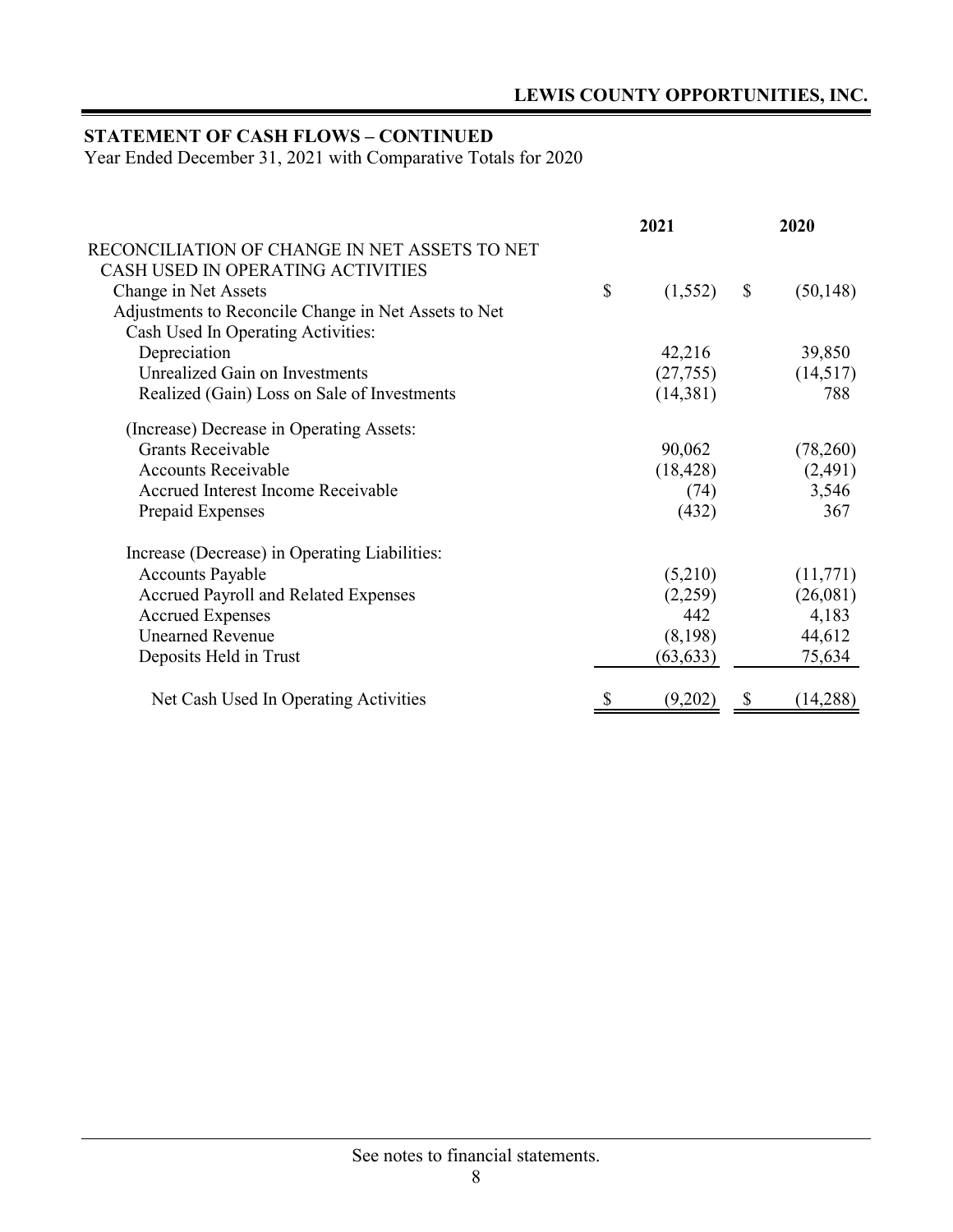## STATEMENT OF CASH FLOWS – CONTINUED

Year Ended December 31, 2021 with Comparative Totals for 2020

| | 2021 | 2020 |
|---|---|---|
| RECONCILIATION OF CHANGE IN NET ASSETS TO NET CASH USED IN OPERATING ACTIVITIES | | |
| Change in Net Assets | $ (1,552) | $ (50,148) |
| Adjustments to Reconcile Change in Net Assets to Net Cash Used In Operating Activities: | | |
| Depreciation | 42,216 | 39,850 |
| Unrealized Gain on Investments | (27,755) | (14,517) |
| Realized (Gain) Loss on Sale of Investments | (14,381) | 788 |
| (Increase) Decrease in Operating Assets: | | |
| Grants Receivable | 90,062 | (78,260) |
| Accounts Receivable | (18,428) | (2,491) |
| Accrued Interest Income Receivable | (74) | 3,546 |
| Prepaid Expenses | (432) | 367 |
| Increase (Decrease) in Operating Liabilities: | | |
| Accounts Payable | (5,210) | (11,771) |
| Accrued Payroll and Related Expenses | (2,259) | (26,081) |
| Accrued Expenses | 442 | 4,183 |
| Unearned Revenue | (8,198) | 44,612 |
| Deposits Held in Trust | (63,633) | 75,634 |
| Net Cash Used In Operating Activities | $ (9,202) | $ (14,288) |

See notes to financial statements.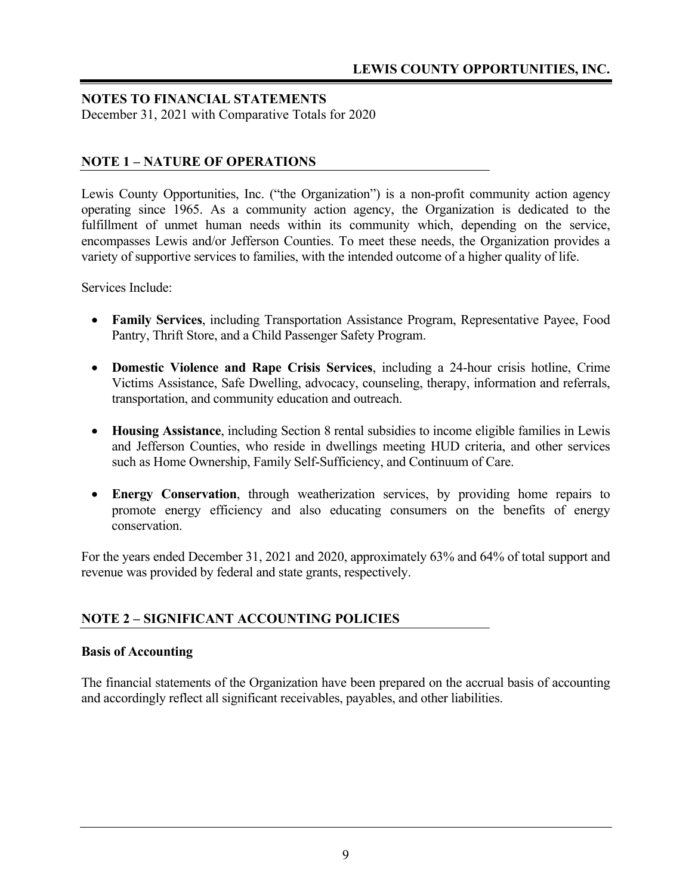## NOTES TO FINANCIAL STATEMENTS

December 31, 2021 with Comparative Totals for 2020

### NOTE 1 – NATURE OF OPERATIONS

Lewis County Opportunities, Inc. ("the Organization") is a non-profit community action agency operating since 1965. As a community action agency, the Organization is dedicated to the fulfillment of unmet human needs within its community which, depending on the service, encompasses Lewis and/or Jefferson Counties. To meet these needs, the Organization provides a variety of supportive services to families, with the intended outcome of a higher quality of life.

Services Include:

- **Family Services**, including Transportation Assistance Program, Representative Payee, Food Pantry, Thrift Store, and a Child Passenger Safety Program.
- **Domestic Violence and Rape Crisis Services**, including a 24-hour crisis hotline, Crime Victims Assistance, Safe Dwelling, advocacy, counseling, therapy, information and referrals, transportation, and community education and outreach.
- **Housing Assistance**, including Section 8 rental subsidies to income eligible families in Lewis and Jefferson Counties, who reside in dwellings meeting HUD criteria, and other services such as Home Ownership, Family Self-Sufficiency, and Continuum of Care.
- **Energy Conservation**, through weatherization services, by providing home repairs to promote energy efficiency and also educating consumers on the benefits of energy conservation.

For the years ended December 31, 2021 and 2020, approximately 63% and 64% of total support and revenue was provided by federal and state grants, respectively.

### NOTE 2 – SIGNIFICANT ACCOUNTING POLICIES

**Basis of Accounting**

The financial statements of the Organization have been prepared on the accrual basis of accounting and accordingly reflect all significant receivables, payables, and other liabilities.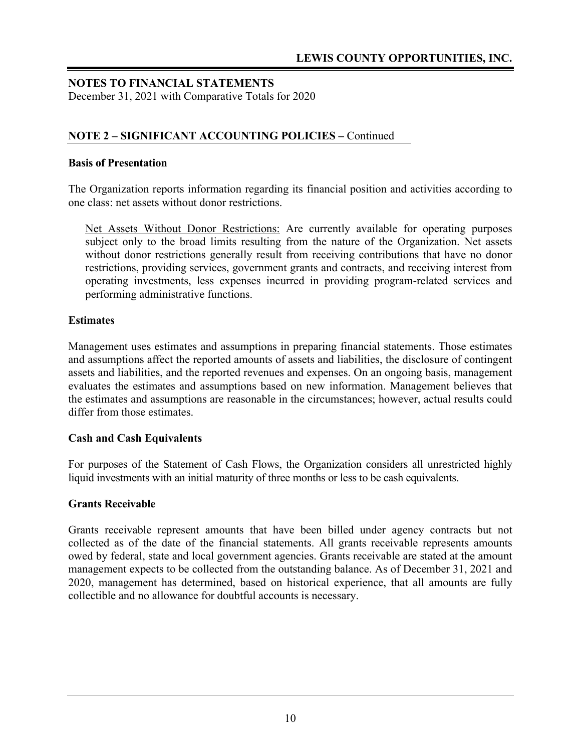**NOTES TO FINANCIAL STATEMENTS**
December 31, 2021 with Comparative Totals for 2020

## NOTE 2 – SIGNIFICANT ACCOUNTING POLICIES – Continued

### Basis of Presentation

The Organization reports information regarding its financial position and activities according to one class: net assets without donor restrictions.

Net Assets Without Donor Restrictions: Are currently available for operating purposes subject only to the broad limits resulting from the nature of the Organization. Net assets without donor restrictions generally result from receiving contributions that have no donor restrictions, providing services, government grants and contracts, and receiving interest from operating investments, less expenses incurred in providing program-related services and performing administrative functions.

### Estimates

Management uses estimates and assumptions in preparing financial statements. Those estimates and assumptions affect the reported amounts of assets and liabilities, the disclosure of contingent assets and liabilities, and the reported revenues and expenses. On an ongoing basis, management evaluates the estimates and assumptions based on new information. Management believes that the estimates and assumptions are reasonable in the circumstances; however, actual results could differ from those estimates.

### Cash and Cash Equivalents

For purposes of the Statement of Cash Flows, the Organization considers all unrestricted highly liquid investments with an initial maturity of three months or less to be cash equivalents.

### Grants Receivable

Grants receivable represent amounts that have been billed under agency contracts but not collected as of the date of the financial statements. All grants receivable represents amounts owed by federal, state and local government agencies. Grants receivable are stated at the amount management expects to be collected from the outstanding balance. As of December 31, 2021 and 2020, management has determined, based on historical experience, that all amounts are fully collectible and no allowance for doubtful accounts is necessary.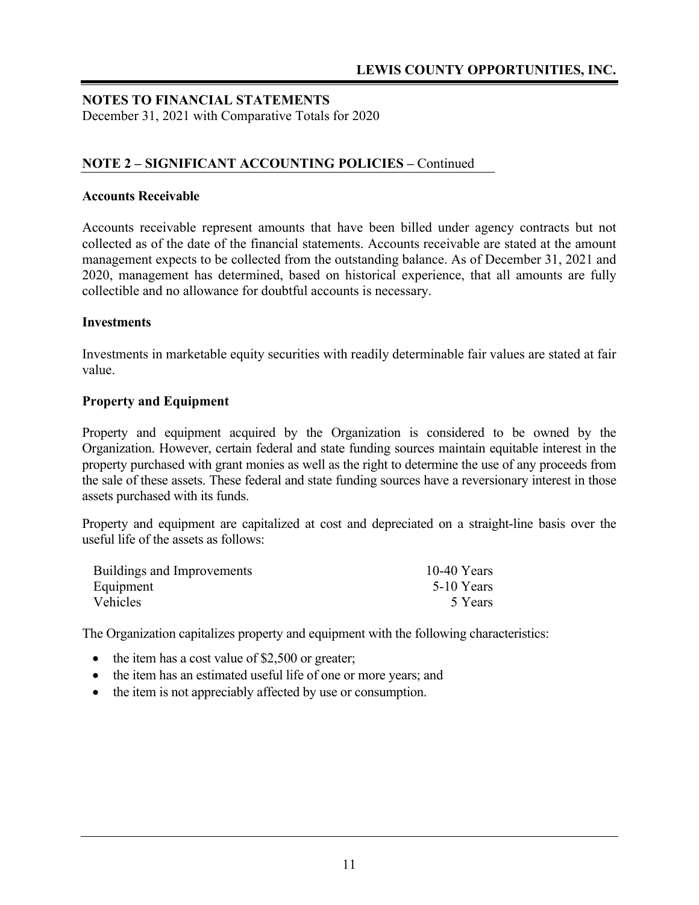## NOTES TO FINANCIAL STATEMENTS

December 31, 2021 with Comparative Totals for 2020

### NOTE 2 – SIGNIFICANT ACCOUNTING POLICIES – Continued

**Accounts Receivable**

Accounts receivable represent amounts that have been billed under agency contracts but not collected as of the date of the financial statements. Accounts receivable are stated at the amount management expects to be collected from the outstanding balance. As of December 31, 2021 and 2020, management has determined, based on historical experience, that all amounts are fully collectible and no allowance for doubtful accounts is necessary.

**Investments**

Investments in marketable equity securities with readily determinable fair values are stated at fair value.

**Property and Equipment**

Property and equipment acquired by the Organization is considered to be owned by the Organization. However, certain federal and state funding sources maintain equitable interest in the property purchased with grant monies as well as the right to determine the use of any proceeds from the sale of these assets. These federal and state funding sources have a reversionary interest in those assets purchased with its funds.

Property and equipment are capitalized at cost and depreciated on a straight-line basis over the useful life of the assets as follows:

| | |
|---|---|
| Buildings and Improvements | 10-40 Years |
| Equipment | 5-10 Years |
| Vehicles | 5 Years |

The Organization capitalizes property and equipment with the following characteristics:

- the item has a cost value of $2,500 or greater;
- the item has an estimated useful life of one or more years; and
- the item is not appreciably affected by use or consumption.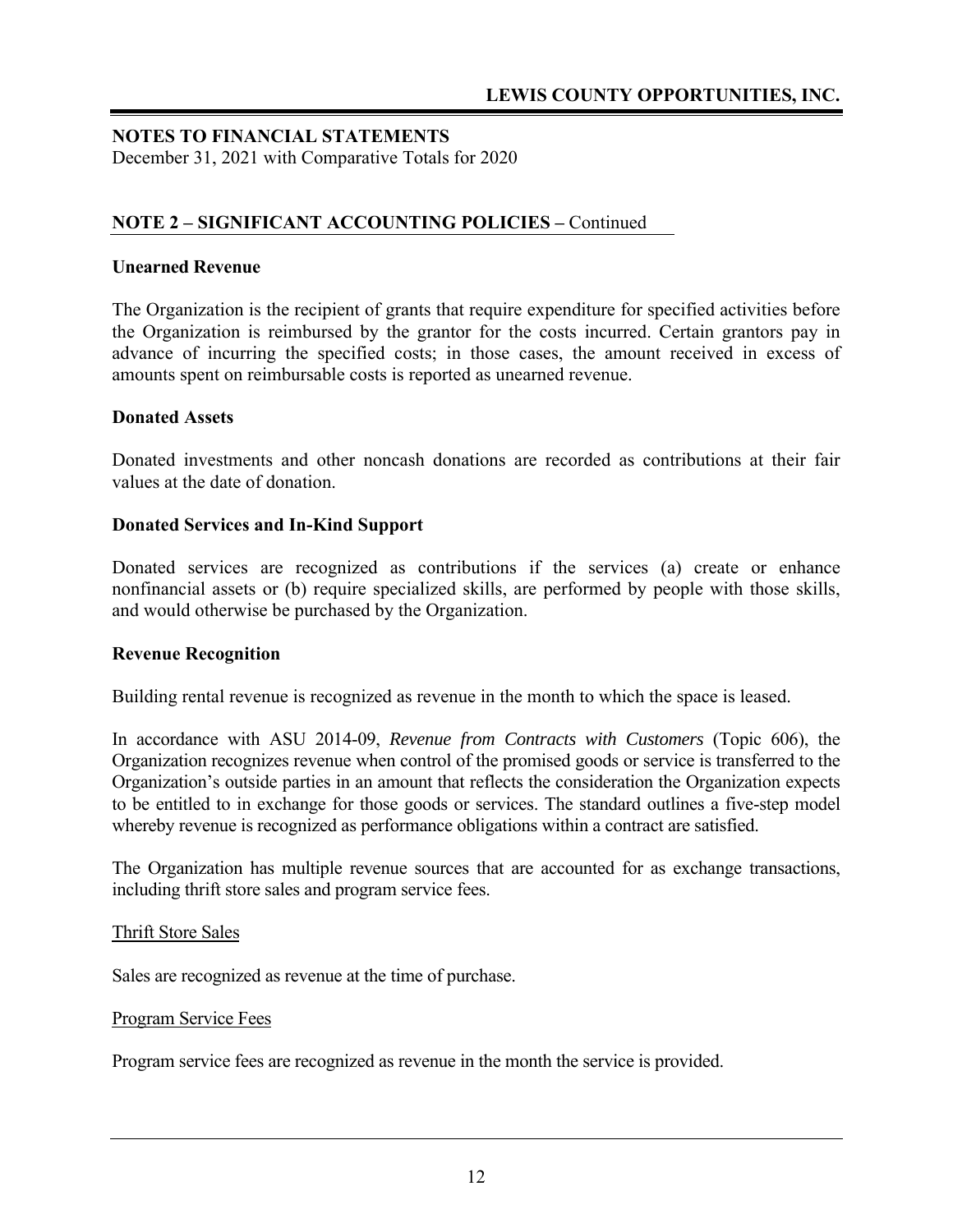# NOTES TO FINANCIAL STATEMENTS

December 31, 2021 with Comparative Totals for 2020

## NOTE 2 – SIGNIFICANT ACCOUNTING POLICIES – Continued

### Unearned Revenue

The Organization is the recipient of grants that require expenditure for specified activities before the Organization is reimbursed by the grantor for the costs incurred. Certain grantors pay in advance of incurring the specified costs; in those cases, the amount received in excess of amounts spent on reimbursable costs is reported as unearned revenue.

### Donated Assets

Donated investments and other noncash donations are recorded as contributions at their fair values at the date of donation.

### Donated Services and In-Kind Support

Donated services are recognized as contributions if the services (a) create or enhance nonfinancial assets or (b) require specialized skills, are performed by people with those skills, and would otherwise be purchased by the Organization.

### Revenue Recognition

Building rental revenue is recognized as revenue in the month to which the space is leased.

In accordance with ASU 2014-09, *Revenue from Contracts with Customers* (Topic 606), the Organization recognizes revenue when control of the promised goods or service is transferred to the Organization's outside parties in an amount that reflects the consideration the Organization expects to be entitled to in exchange for those goods or services. The standard outlines a five-step model whereby revenue is recognized as performance obligations within a contract are satisfied.

The Organization has multiple revenue sources that are accounted for as exchange transactions, including thrift store sales and program service fees.

Thrift Store Sales

Sales are recognized as revenue at the time of purchase.

Program Service Fees

Program service fees are recognized as revenue in the month the service is provided.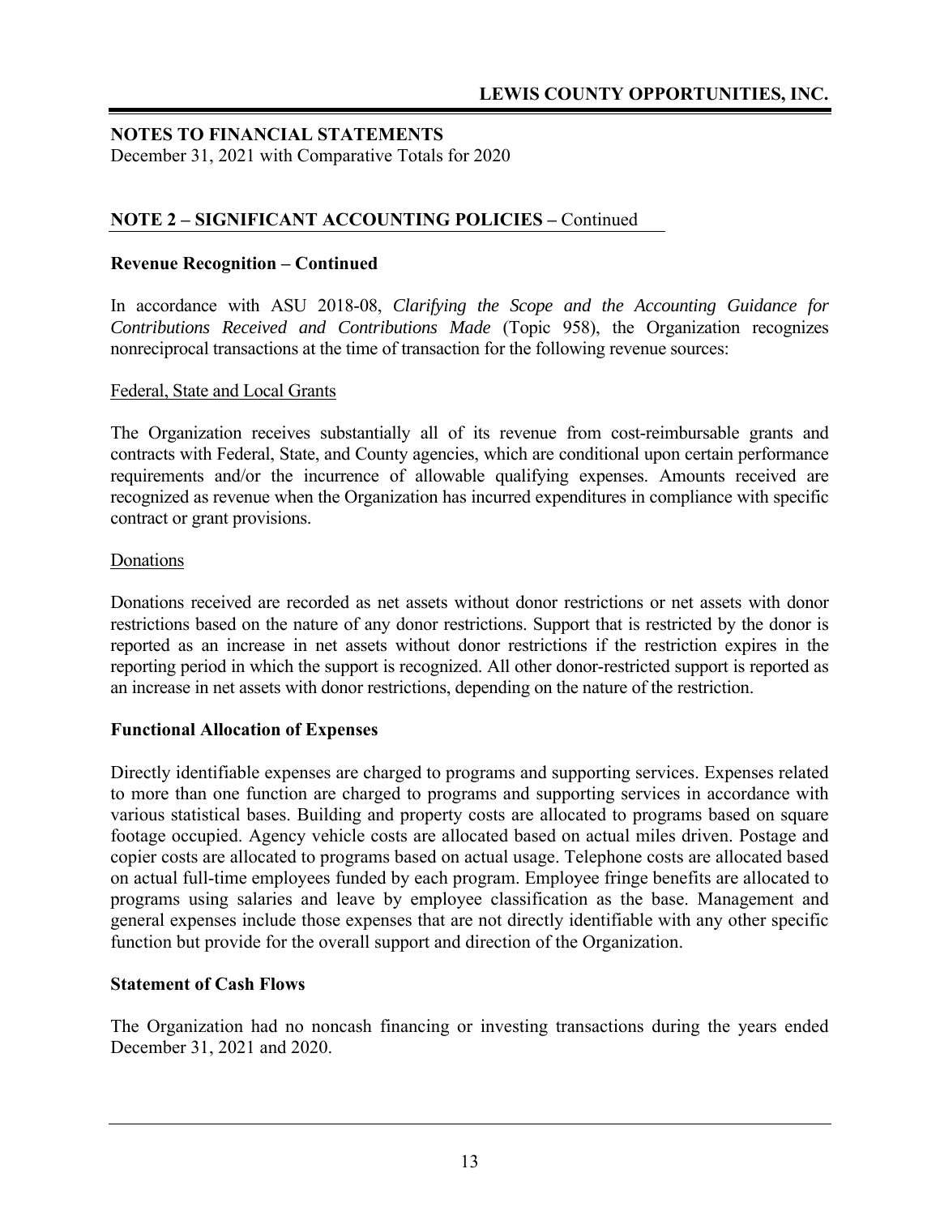## NOTES TO FINANCIAL STATEMENTS

December 31, 2021 with Comparative Totals for 2020

## NOTE 2 – SIGNIFICANT ACCOUNTING POLICIES – Continued

### Revenue Recognition – Continued

In accordance with ASU 2018-08, *Clarifying the Scope and the Accounting Guidance for Contributions Received and Contributions Made* (Topic 958), the Organization recognizes nonreciprocal transactions at the time of transaction for the following revenue sources:

Federal, State and Local Grants

The Organization receives substantially all of its revenue from cost-reimbursable grants and contracts with Federal, State, and County agencies, which are conditional upon certain performance requirements and/or the incurrence of allowable qualifying expenses. Amounts received are recognized as revenue when the Organization has incurred expenditures in compliance with specific contract or grant provisions.

Donations

Donations received are recorded as net assets without donor restrictions or net assets with donor restrictions based on the nature of any donor restrictions. Support that is restricted by the donor is reported as an increase in net assets without donor restrictions if the restriction expires in the reporting period in which the support is recognized. All other donor-restricted support is reported as an increase in net assets with donor restrictions, depending on the nature of the restriction.

### Functional Allocation of Expenses

Directly identifiable expenses are charged to programs and supporting services. Expenses related to more than one function are charged to programs and supporting services in accordance with various statistical bases. Building and property costs are allocated to programs based on square footage occupied. Agency vehicle costs are allocated based on actual miles driven. Postage and copier costs are allocated to programs based on actual usage. Telephone costs are allocated based on actual full-time employees funded by each program. Employee fringe benefits are allocated to programs using salaries and leave by employee classification as the base. Management and general expenses include those expenses that are not directly identifiable with any other specific function but provide for the overall support and direction of the Organization.

### Statement of Cash Flows

The Organization had no noncash financing or investing transactions during the years ended December 31, 2021 and 2020.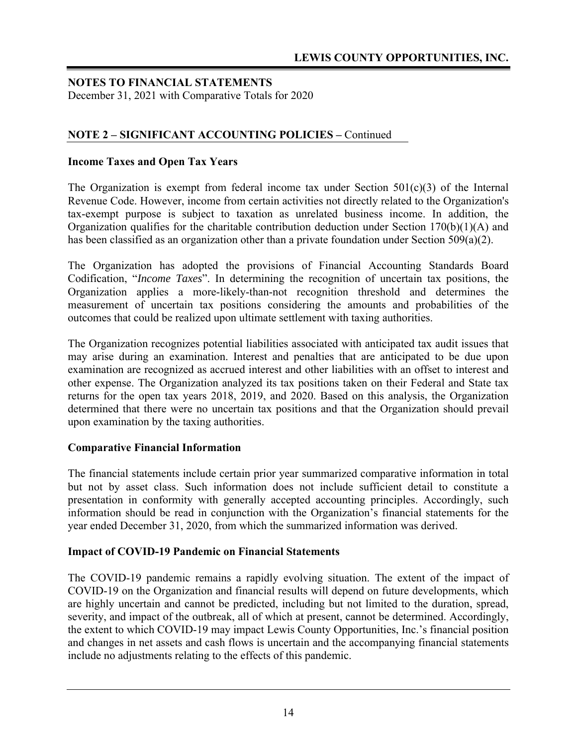**NOTES TO FINANCIAL STATEMENTS**
December 31, 2021 with Comparative Totals for 2020

## NOTE 2 – SIGNIFICANT ACCOUNTING POLICIES – Continued

### Income Taxes and Open Tax Years

The Organization is exempt from federal income tax under Section 501(c)(3) of the Internal Revenue Code. However, income from certain activities not directly related to the Organization's tax-exempt purpose is subject to taxation as unrelated business income. In addition, the Organization qualifies for the charitable contribution deduction under Section 170(b)(1)(A) and has been classified as an organization other than a private foundation under Section 509(a)(2).

The Organization has adopted the provisions of Financial Accounting Standards Board Codification, "*Income Taxes*". In determining the recognition of uncertain tax positions, the Organization applies a more-likely-than-not recognition threshold and determines the measurement of uncertain tax positions considering the amounts and probabilities of the outcomes that could be realized upon ultimate settlement with taxing authorities.

The Organization recognizes potential liabilities associated with anticipated tax audit issues that may arise during an examination. Interest and penalties that are anticipated to be due upon examination are recognized as accrued interest and other liabilities with an offset to interest and other expense. The Organization analyzed its tax positions taken on their Federal and State tax returns for the open tax years 2018, 2019, and 2020. Based on this analysis, the Organization determined that there were no uncertain tax positions and that the Organization should prevail upon examination by the taxing authorities.

### Comparative Financial Information

The financial statements include certain prior year summarized comparative information in total but not by asset class. Such information does not include sufficient detail to constitute a presentation in conformity with generally accepted accounting principles. Accordingly, such information should be read in conjunction with the Organization's financial statements for the year ended December 31, 2020, from which the summarized information was derived.

### Impact of COVID-19 Pandemic on Financial Statements

The COVID-19 pandemic remains a rapidly evolving situation. The extent of the impact of COVID-19 on the Organization and financial results will depend on future developments, which are highly uncertain and cannot be predicted, including but not limited to the duration, spread, severity, and impact of the outbreak, all of which at present, cannot be determined. Accordingly, the extent to which COVID-19 may impact Lewis County Opportunities, Inc.'s financial position and changes in net assets and cash flows is uncertain and the accompanying financial statements include no adjustments relating to the effects of this pandemic.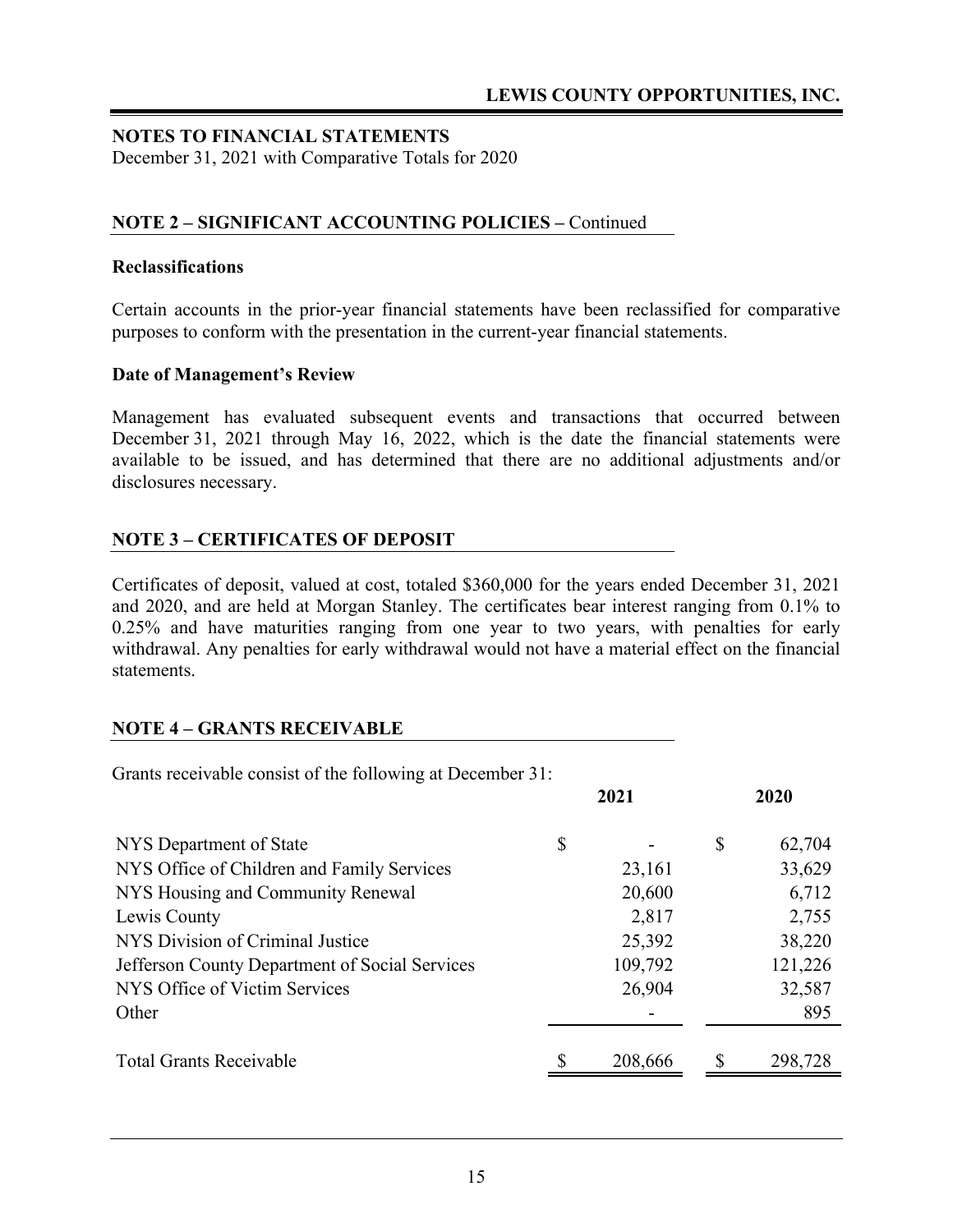**NOTES TO FINANCIAL STATEMENTS**
December 31, 2021 with Comparative Totals for 2020

## NOTE 2 – SIGNIFICANT ACCOUNTING POLICIES – Continued

**Reclassifications**

Certain accounts in the prior-year financial statements have been reclassified for comparative purposes to conform with the presentation in the current-year financial statements.

**Date of Management's Review**

Management has evaluated subsequent events and transactions that occurred between December 31, 2021 through May 16, 2022, which is the date the financial statements were available to be issued, and has determined that there are no additional adjustments and/or disclosures necessary.

## NOTE 3 – CERTIFICATES OF DEPOSIT

Certificates of deposit, valued at cost, totaled $360,000 for the years ended December 31, 2021 and 2020, and are held at Morgan Stanley. The certificates bear interest ranging from 0.1% to 0.25% and have maturities ranging from one year to two years, with penalties for early withdrawal. Any penalties for early withdrawal would not have a material effect on the financial statements.

## NOTE 4 – GRANTS RECEIVABLE

Grants receivable consist of the following at December 31:

| | 2021 | 2020 |
|---|---|---|
| NYS Department of State | $ - | $ 62,704 |
| NYS Office of Children and Family Services | 23,161 | 33,629 |
| NYS Housing and Community Renewal | 20,600 | 6,712 |
| Lewis County | 2,817 | 2,755 |
| NYS Division of Criminal Justice | 25,392 | 38,220 |
| Jefferson County Department of Social Services | 109,792 | 121,226 |
| NYS Office of Victim Services | 26,904 | 32,587 |
| Other | - | 895 |
| Total Grants Receivable | $ 208,666 | $ 298,728 |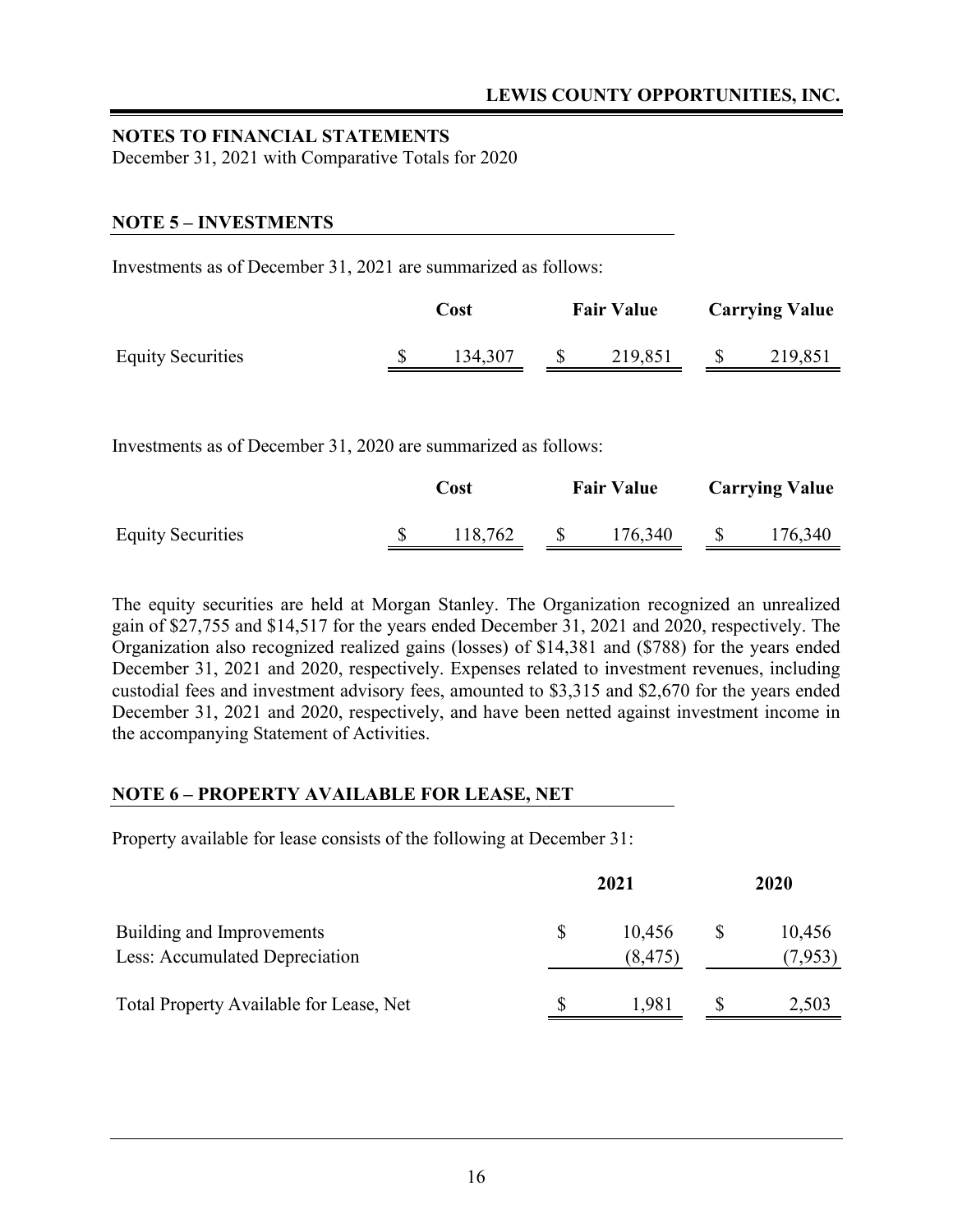## NOTES TO FINANCIAL STATEMENTS

December 31, 2021 with Comparative Totals for 2020

### NOTE 5 – INVESTMENTS

Investments as of December 31, 2021 are summarized as follows:

| | Cost | Fair Value | Carrying Value |
|---|---|---|---|
| Equity Securities | $ 134,307 | $ 219,851 | $ 219,851 |

Investments as of December 31, 2020 are summarized as follows:

| | Cost | Fair Value | Carrying Value |
|---|---|---|---|
| Equity Securities | $ 118,762 | $ 176,340 | $ 176,340 |

The equity securities are held at Morgan Stanley. The Organization recognized an unrealized gain of $27,755 and $14,517 for the years ended December 31, 2021 and 2020, respectively. The Organization also recognized realized gains (losses) of $14,381 and ($788) for the years ended December 31, 2021 and 2020, respectively. Expenses related to investment revenues, including custodial fees and investment advisory fees, amounted to $3,315 and $2,670 for the years ended December 31, 2021 and 2020, respectively, and have been netted against investment income in the accompanying Statement of Activities.

### NOTE 6 – PROPERTY AVAILABLE FOR LEASE, NET

Property available for lease consists of the following at December 31:

| | 2021 | 2020 |
|---|---|---|
| Building and Improvements | $ 10,456 | $ 10,456 |
| Less: Accumulated Depreciation | (8,475) | (7,953) |
| Total Property Available for Lease, Net | $ 1,981 | $ 2,503 |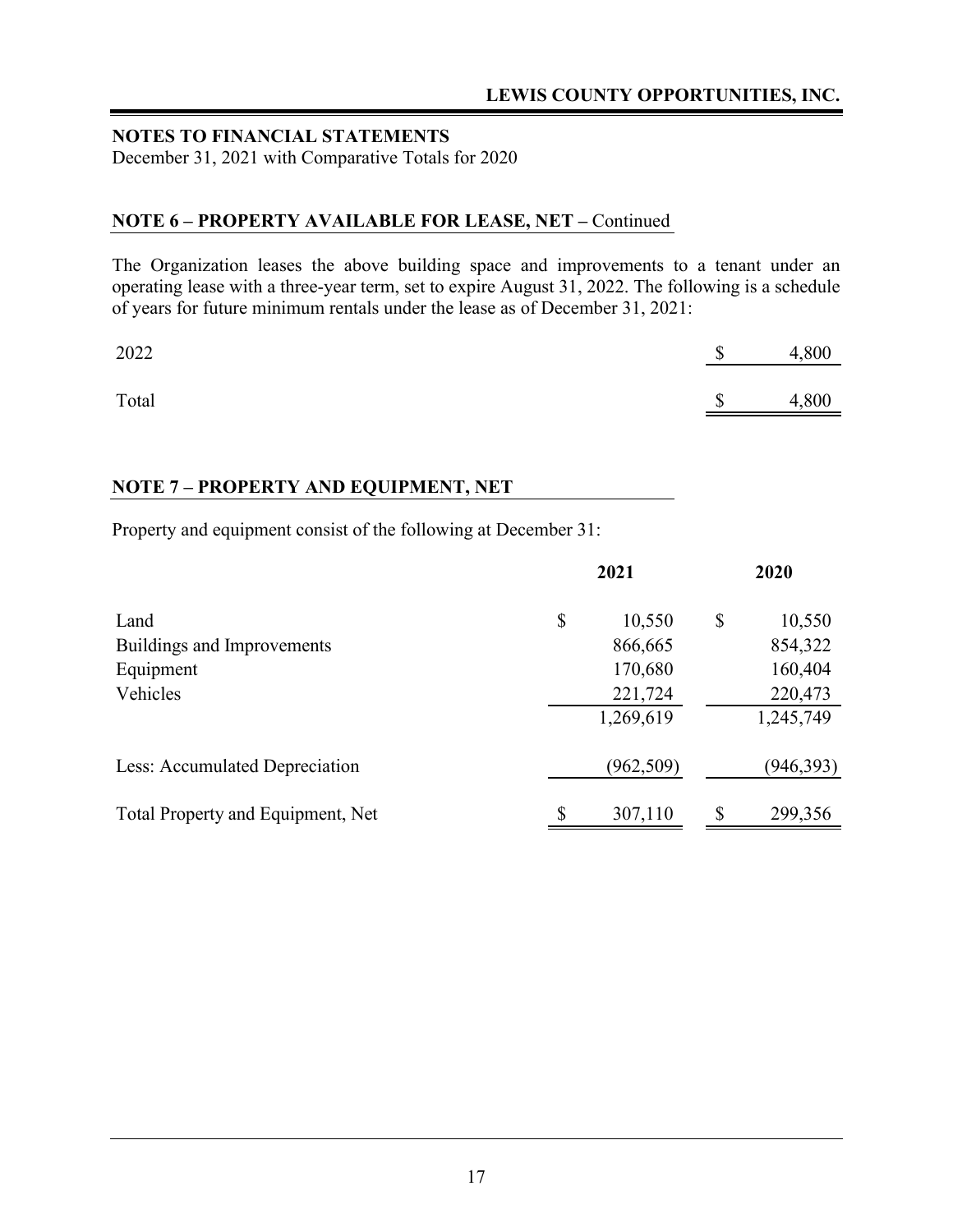## NOTES TO FINANCIAL STATEMENTS

December 31, 2021 with Comparative Totals for 2020

### NOTE 6 – PROPERTY AVAILABLE FOR LEASE, NET – Continued

The Organization leases the above building space and improvements to a tenant under an operating lease with a three-year term, set to expire August 31, 2022. The following is a schedule of years for future minimum rentals under the lease as of December 31, 2021:

| | |
|---|---|
| 2022 | $ 4,800 |
| Total | $ 4,800 |

### NOTE 7 – PROPERTY AND EQUIPMENT, NET

Property and equipment consist of the following at December 31:

| | 2021 | 2020 |
|---|---|---|
| Land | $ 10,550 | $ 10,550 |
| Buildings and Improvements | 866,665 | 854,322 |
| Equipment | 170,680 | 160,404 |
| Vehicles | 221,724 | 220,473 |
| | 1,269,619 | 1,245,749 |
| Less: Accumulated Depreciation | (962,509) | (946,393) |
| Total Property and Equipment, Net | $ 307,110 | $ 299,356 |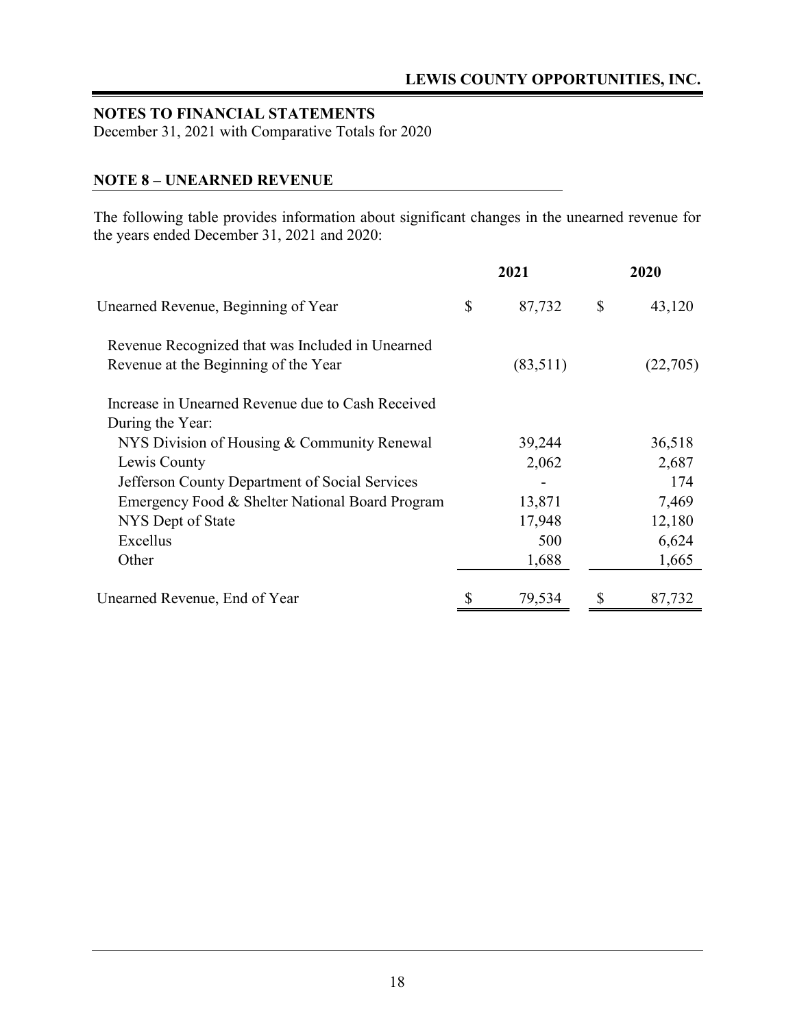**NOTES TO FINANCIAL STATEMENTS**
December 31, 2021 with Comparative Totals for 2020

## NOTE 8 – UNEARNED REVENUE

The following table provides information about significant changes in the unearned revenue for the years ended December 31, 2021 and 2020:

| | 2021 | 2020 |
|---|---|---|
| Unearned Revenue, Beginning of Year | $ 87,732 | $ 43,120 |
| Revenue Recognized that was Included in Unearned Revenue at the Beginning of the Year | (83,511) | (22,705) |
| Increase in Unearned Revenue due to Cash Received During the Year: | | |
| NYS Division of Housing & Community Renewal | 39,244 | 36,518 |
| Lewis County | 2,062 | 2,687 |
| Jefferson County Department of Social Services | - | 174 |
| Emergency Food & Shelter National Board Program | 13,871 | 7,469 |
| NYS Dept of State | 17,948 | 12,180 |
| Excellus | 500 | 6,624 |
| Other | 1,688 | 1,665 |
| Unearned Revenue, End of Year | $ 79,534 | $ 87,732 |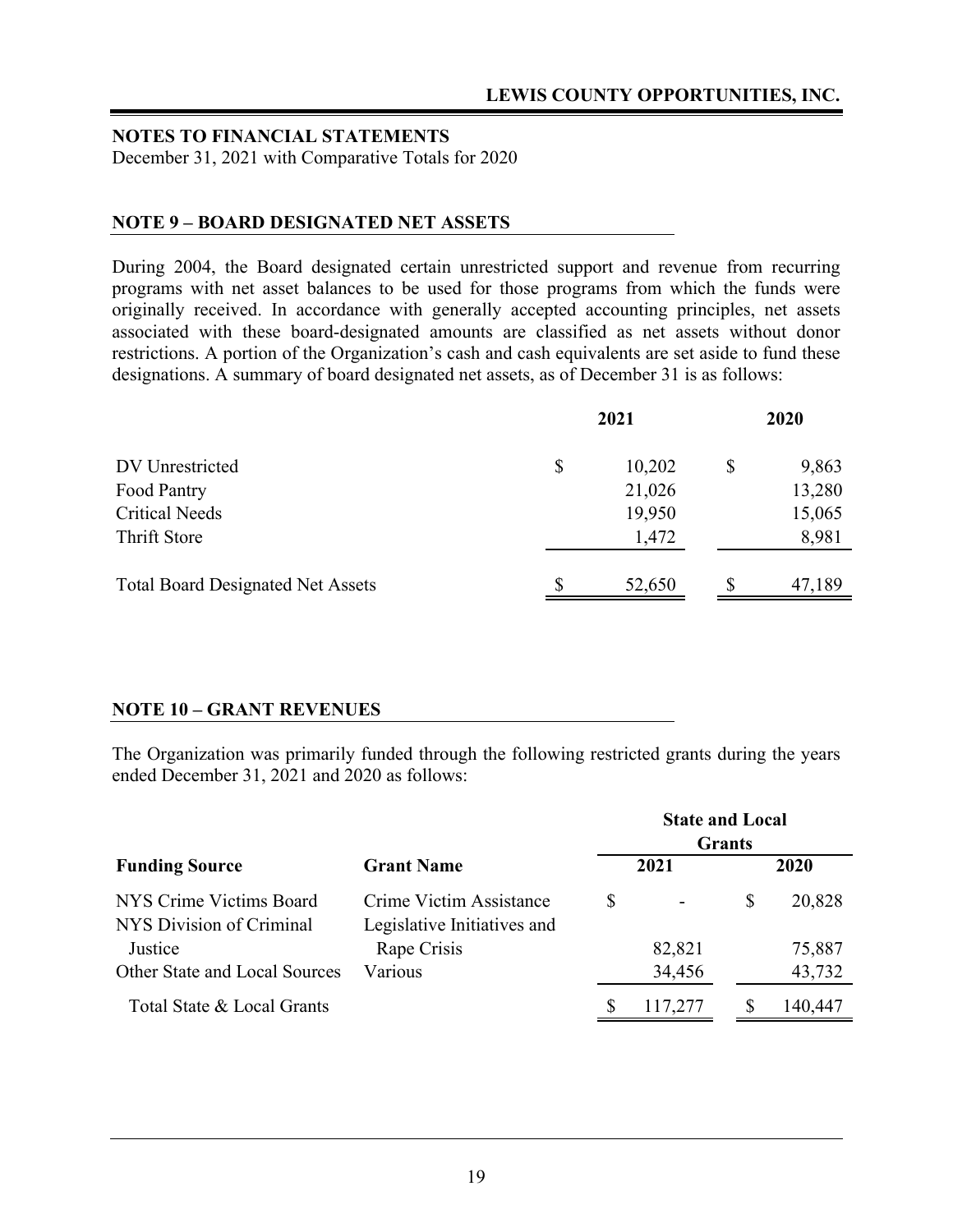**NOTES TO FINANCIAL STATEMENTS**
December 31, 2021 with Comparative Totals for 2020

## NOTE 9 – BOARD DESIGNATED NET ASSETS

During 2004, the Board designated certain unrestricted support and revenue from recurring programs with net asset balances to be used for those programs from which the funds were originally received. In accordance with generally accepted accounting principles, net assets associated with these board-designated amounts are classified as net assets without donor restrictions. A portion of the Organization's cash and cash equivalents are set aside to fund these designations. A summary of board designated net assets, as of December 31 is as follows:

| | 2021 | 2020 |
|---|---|---|
| DV Unrestricted | $ 10,202 | $ 9,863 |
| Food Pantry | 21,026 | 13,280 |
| Critical Needs | 19,950 | 15,065 |
| Thrift Store | 1,472 | 8,981 |
| Total Board Designated Net Assets | $ 52,650 | $ 47,189 |

## NOTE 10 – GRANT REVENUES

The Organization was primarily funded through the following restricted grants during the years ended December 31, 2021 and 2020 as follows:

| | | State and Local Grants | |
|---|---|---|---|
| **Funding Source** | **Grant Name** | **2021** | **2020** |
| NYS Crime Victims Board | Crime Victim Assistance | $ - | $ 20,828 |
| NYS Division of Criminal Justice | Legislative Initiatives and Rape Crisis | 82,821 | 75,887 |
| Other State and Local Sources | Various | 34,456 | 43,732 |
| Total State & Local Grants | | $ 117,277 | $ 140,447 |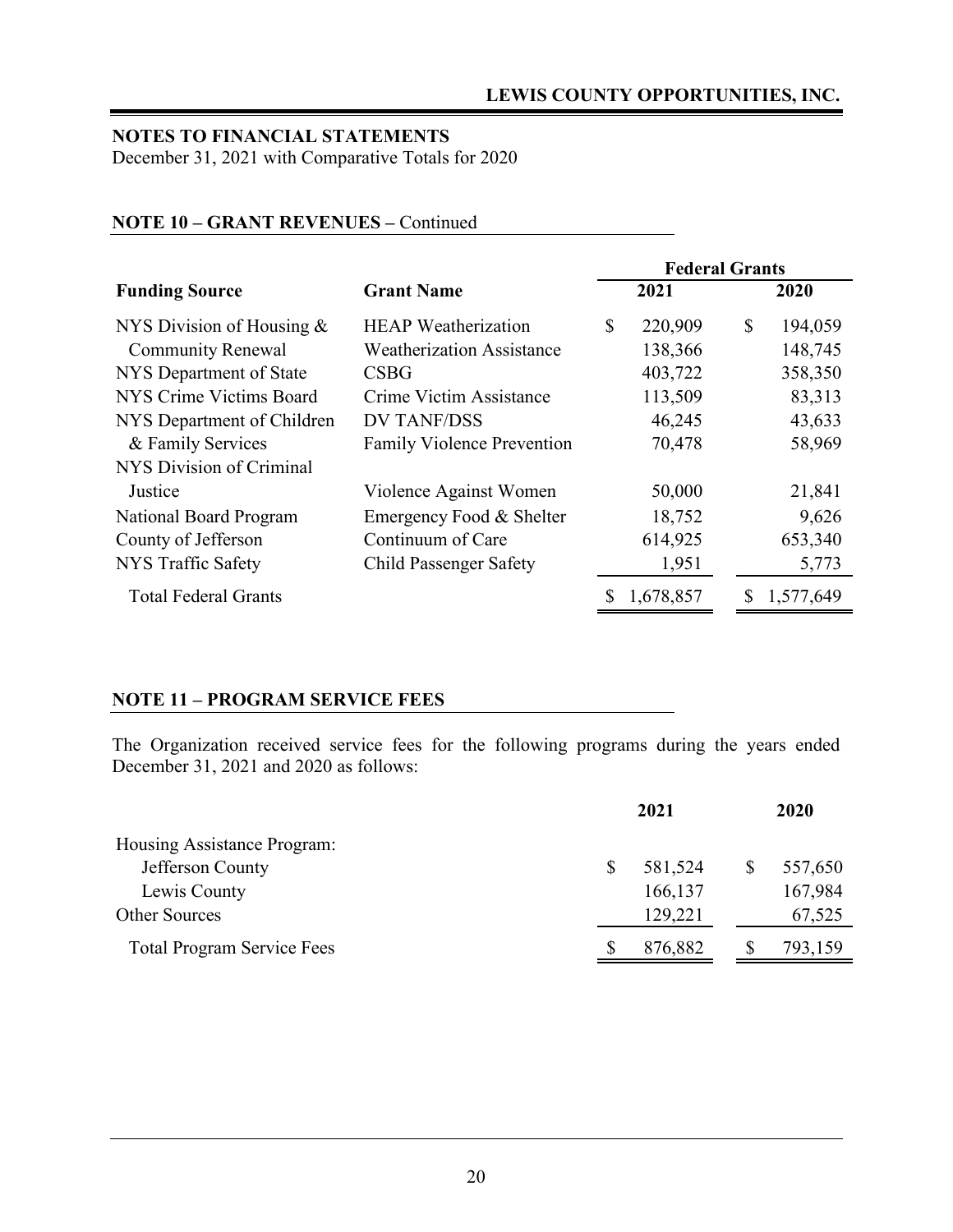## NOTES TO FINANCIAL STATEMENTS

December 31, 2021 with Comparative Totals for 2020

### NOTE 10 – GRANT REVENUES – Continued

| | | Federal Grants | |
|---|---|---|---|
| **Funding Source** | **Grant Name** | **2021** | **2020** |
| NYS Division of Housing & | HEAP Weatherization | $ 220,909 | $ 194,059 |
| Community Renewal | Weatherization Assistance | 138,366 | 148,745 |
| NYS Department of State | CSBG | 403,722 | 358,350 |
| NYS Crime Victims Board | Crime Victim Assistance | 113,509 | 83,313 |
| NYS Department of Children | DV TANF/DSS | 46,245 | 43,633 |
| & Family Services | Family Violence Prevention | 70,478 | 58,969 |
| NYS Division of Criminal Justice | Violence Against Women | 50,000 | 21,841 |
| National Board Program | Emergency Food & Shelter | 18,752 | 9,626 |
| County of Jefferson | Continuum of Care | 614,925 | 653,340 |
| NYS Traffic Safety | Child Passenger Safety | 1,951 | 5,773 |
| Total Federal Grants | | $ 1,678,857 | $ 1,577,649 |

### NOTE 11 – PROGRAM SERVICE FEES

The Organization received service fees for the following programs during the years ended December 31, 2021 and 2020 as follows:

| | 2021 | 2020 |
|---|---|---|
| Housing Assistance Program: | | |
| Jefferson County | $ 581,524 | $ 557,650 |
| Lewis County | 166,137 | 167,984 |
| Other Sources | 129,221 | 67,525 |
| Total Program Service Fees | $ 876,882 | $ 793,159 |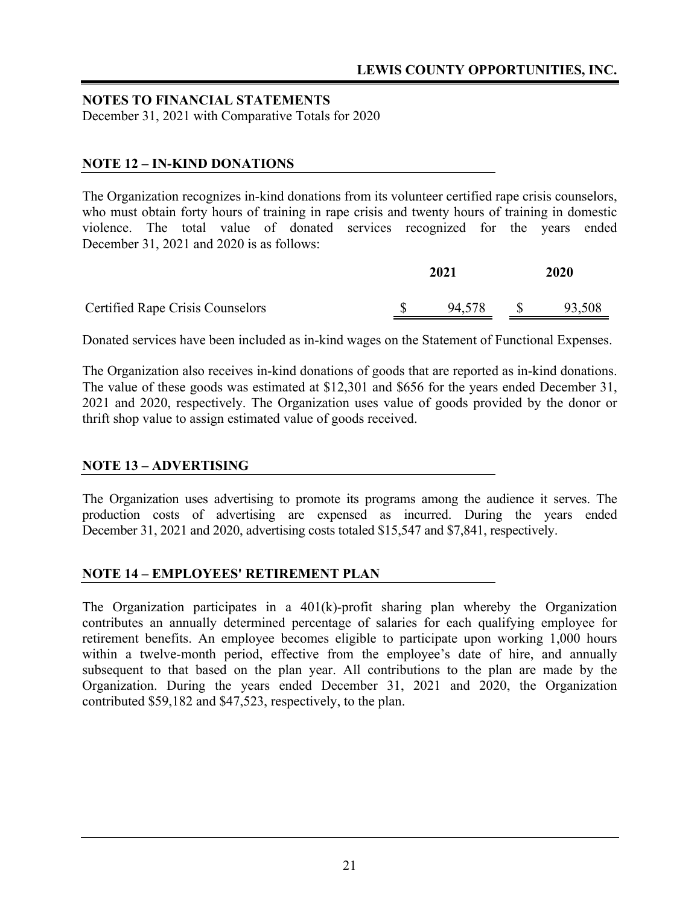**NOTES TO FINANCIAL STATEMENTS**
December 31, 2021 with Comparative Totals for 2020

## NOTE 12 – IN-KIND DONATIONS

The Organization recognizes in-kind donations from its volunteer certified rape crisis counselors, who must obtain forty hours of training in rape crisis and twenty hours of training in domestic violence. The total value of donated services recognized for the years ended December 31, 2021 and 2020 is as follows:

| | 2021 | 2020 |
|---|---|---|
| Certified Rape Crisis Counselors | $ 94,578 | $ 93,508 |

Donated services have been included as in-kind wages on the Statement of Functional Expenses.

The Organization also receives in-kind donations of goods that are reported as in-kind donations. The value of these goods was estimated at $12,301 and $656 for the years ended December 31, 2021 and 2020, respectively. The Organization uses value of goods provided by the donor or thrift shop value to assign estimated value of goods received.

## NOTE 13 – ADVERTISING

The Organization uses advertising to promote its programs among the audience it serves. The production costs of advertising are expensed as incurred. During the years ended December 31, 2021 and 2020, advertising costs totaled $15,547 and $7,841, respectively.

## NOTE 14 – EMPLOYEES' RETIREMENT PLAN

The Organization participates in a 401(k)-profit sharing plan whereby the Organization contributes an annually determined percentage of salaries for each qualifying employee for retirement benefits. An employee becomes eligible to participate upon working 1,000 hours within a twelve-month period, effective from the employee's date of hire, and annually subsequent to that based on the plan year. All contributions to the plan are made by the Organization. During the years ended December 31, 2021 and 2020, the Organization contributed $59,182 and $47,523, respectively, to the plan.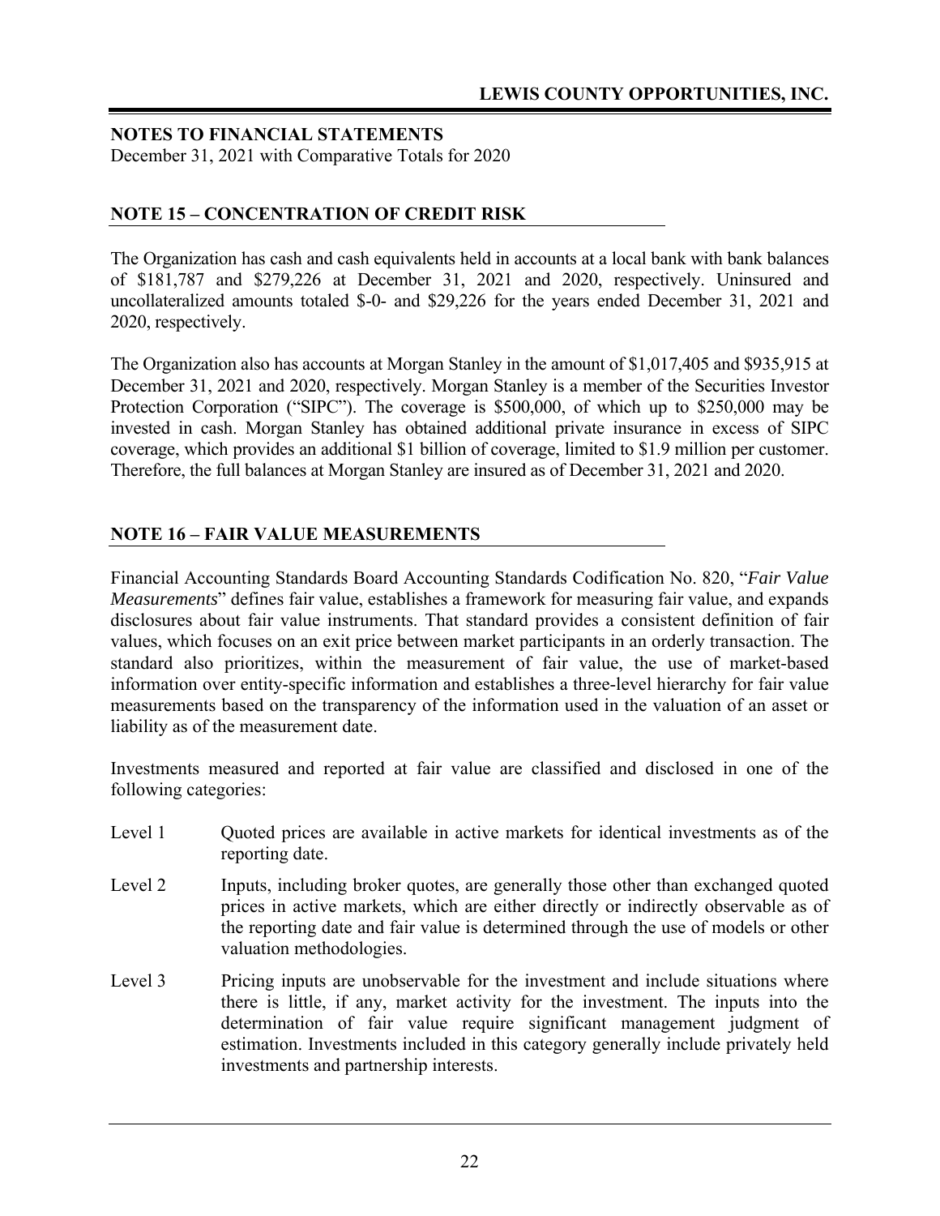## NOTES TO FINANCIAL STATEMENTS

December 31, 2021 with Comparative Totals for 2020

### NOTE 15 – CONCENTRATION OF CREDIT RISK

The Organization has cash and cash equivalents held in accounts at a local bank with bank balances of $181,787 and $279,226 at December 31, 2021 and 2020, respectively. Uninsured and uncollateralized amounts totaled $-0- and $29,226 for the years ended December 31, 2021 and 2020, respectively.

The Organization also has accounts at Morgan Stanley in the amount of $1,017,405 and $935,915 at December 31, 2021 and 2020, respectively. Morgan Stanley is a member of the Securities Investor Protection Corporation ("SIPC"). The coverage is $500,000, of which up to $250,000 may be invested in cash. Morgan Stanley has obtained additional private insurance in excess of SIPC coverage, which provides an additional $1 billion of coverage, limited to $1.9 million per customer. Therefore, the full balances at Morgan Stanley are insured as of December 31, 2021 and 2020.

### NOTE 16 – FAIR VALUE MEASUREMENTS

Financial Accounting Standards Board Accounting Standards Codification No. 820, "*Fair Value Measurements*" defines fair value, establishes a framework for measuring fair value, and expands disclosures about fair value instruments. That standard provides a consistent definition of fair values, which focuses on an exit price between market participants in an orderly transaction. The standard also prioritizes, within the measurement of fair value, the use of market-based information over entity-specific information and establishes a three-level hierarchy for fair value measurements based on the transparency of the information used in the valuation of an asset or liability as of the measurement date.

Investments measured and reported at fair value are classified and disclosed in one of the following categories:

Level 1 Quoted prices are available in active markets for identical investments as of the reporting date.

Level 2 Inputs, including broker quotes, are generally those other than exchanged quoted prices in active markets, which are either directly or indirectly observable as of the reporting date and fair value is determined through the use of models or other valuation methodologies.

Level 3 Pricing inputs are unobservable for the investment and include situations where there is little, if any, market activity for the investment. The inputs into the determination of fair value require significant management judgment of estimation. Investments included in this category generally include privately held investments and partnership interests.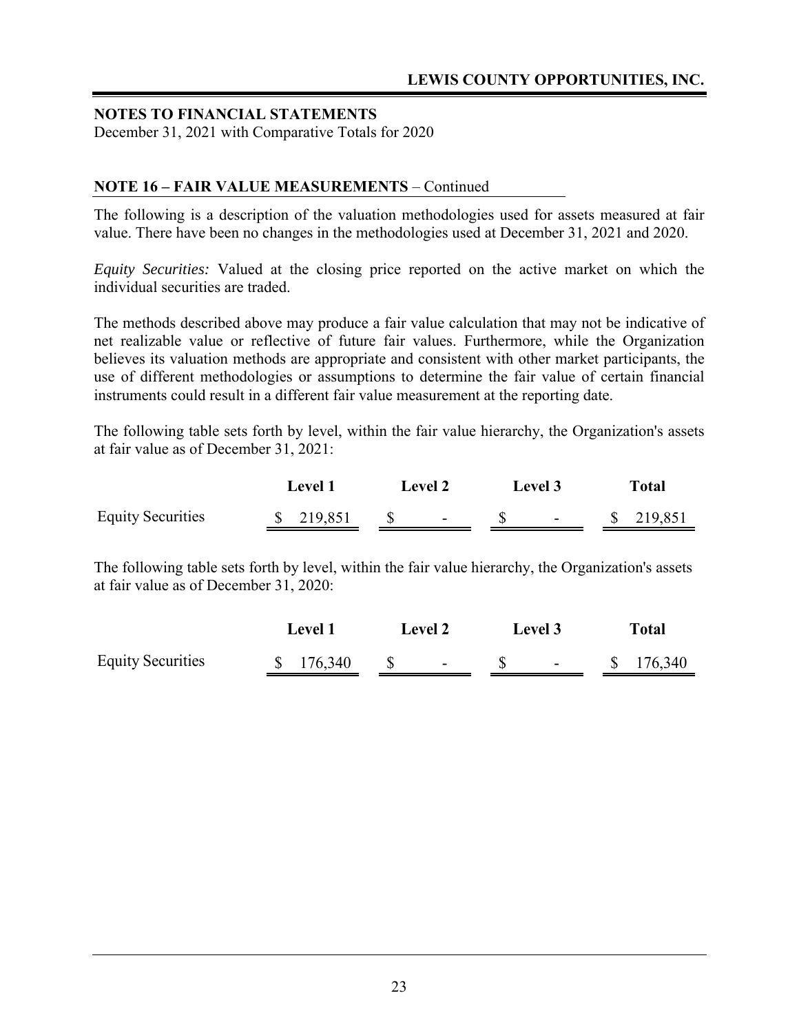## NOTES TO FINANCIAL STATEMENTS

December 31, 2021 with Comparative Totals for 2020

### NOTE 16 – FAIR VALUE MEASUREMENTS – Continued

The following is a description of the valuation methodologies used for assets measured at fair value. There have been no changes in the methodologies used at December 31, 2021 and 2020.

*Equity Securities:* Valued at the closing price reported on the active market on which the individual securities are traded.

The methods described above may produce a fair value calculation that may not be indicative of net realizable value or reflective of future fair values. Furthermore, while the Organization believes its valuation methods are appropriate and consistent with other market participants, the use of different methodologies or assumptions to determine the fair value of certain financial instruments could result in a different fair value measurement at the reporting date.

The following table sets forth by level, within the fair value hierarchy, the Organization's assets at fair value as of December 31, 2021:

| | Level 1 | Level 2 | Level 3 | Total |
|---|---|---|---|---|
| Equity Securities | $ 219,851 | $ - | $ - | $ 219,851 |

The following table sets forth by level, within the fair value hierarchy, the Organization's assets at fair value as of December 31, 2020:

| | Level 1 | Level 2 | Level 3 | Total |
|---|---|---|---|---|
| Equity Securities | $ 176,340 | $ - | $ - | $ 176,340 |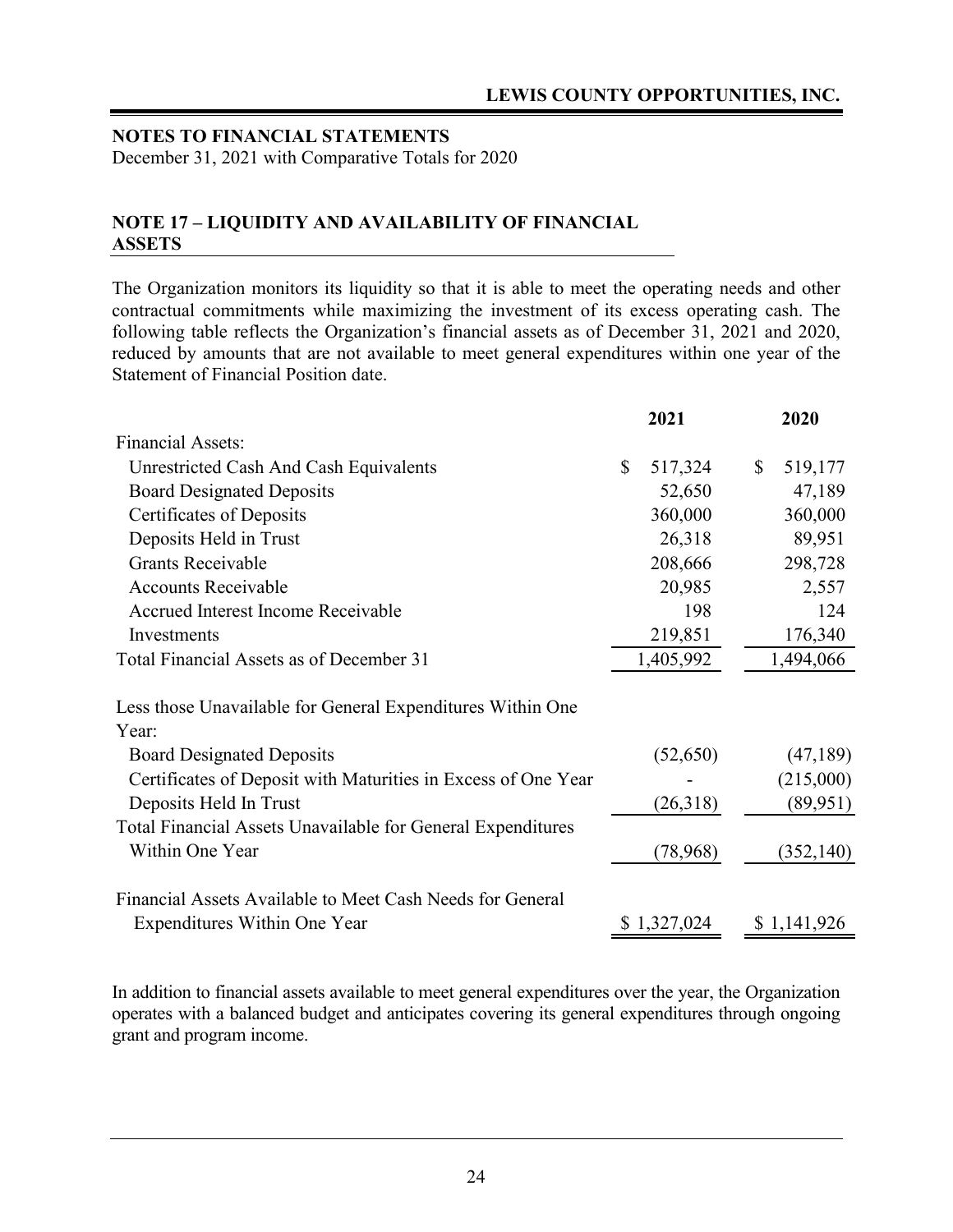## NOTES TO FINANCIAL STATEMENTS

December 31, 2021 with Comparative Totals for 2020

### NOTE 17 – LIQUIDITY AND AVAILABILITY OF FINANCIAL ASSETS

The Organization monitors its liquidity so that it is able to meet the operating needs and other contractual commitments while maximizing the investment of its excess operating cash. The following table reflects the Organization's financial assets as of December 31, 2021 and 2020, reduced by amounts that are not available to meet general expenditures within one year of the Statement of Financial Position date.

| | 2021 | 2020 |
|---|---|---|
| Financial Assets: | | |
| Unrestricted Cash And Cash Equivalents | $ 517,324 | $ 519,177 |
| Board Designated Deposits | 52,650 | 47,189 |
| Certificates of Deposits | 360,000 | 360,000 |
| Deposits Held in Trust | 26,318 | 89,951 |
| Grants Receivable | 208,666 | 298,728 |
| Accounts Receivable | 20,985 | 2,557 |
| Accrued Interest Income Receivable | 198 | 124 |
| Investments | 219,851 | 176,340 |
| Total Financial Assets as of December 31 | 1,405,992 | 1,494,066 |
| Less those Unavailable for General Expenditures Within One Year: | | |
| Board Designated Deposits | (52,650) | (47,189) |
| Certificates of Deposit with Maturities in Excess of One Year | - | (215,000) |
| Deposits Held In Trust | (26,318) | (89,951) |
| Total Financial Assets Unavailable for General Expenditures Within One Year | (78,968) | (352,140) |
| Financial Assets Available to Meet Cash Needs for General Expenditures Within One Year | $ 1,327,024 | $ 1,141,926 |

In addition to financial assets available to meet general expenditures over the year, the Organization operates with a balanced budget and anticipates covering its general expenditures through ongoing grant and program income.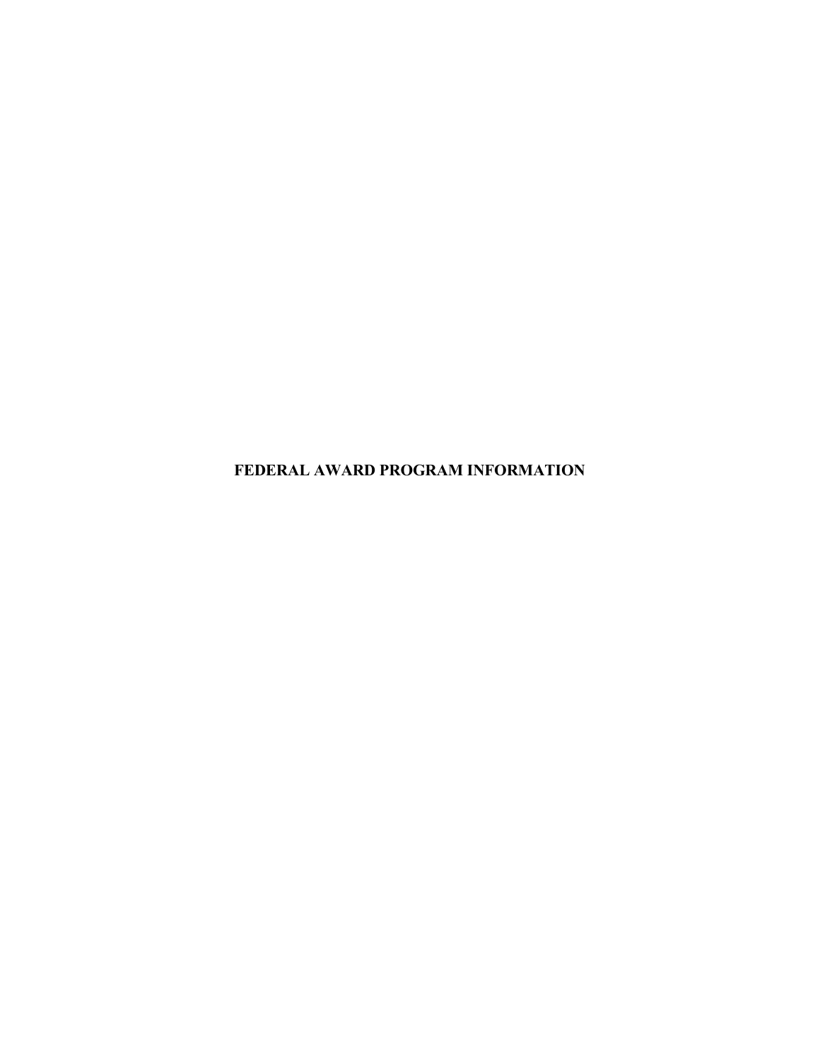# FEDERAL AWARD PROGRAM INFORMATION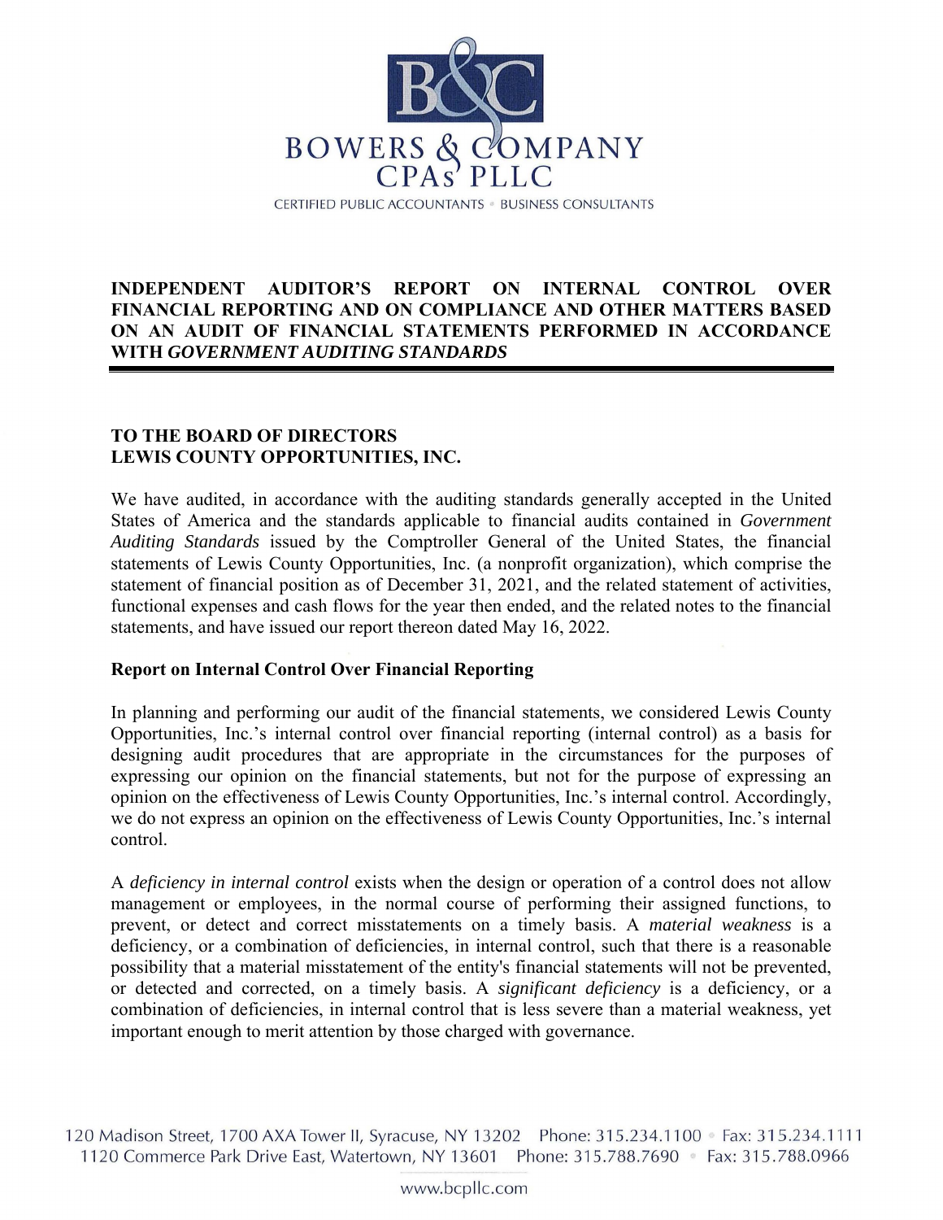BOWERS & COMPANY CPAs PLLC

CERTIFIED PUBLIC ACCOUNTANTS • BUSINESS CONSULTANTS

## INDEPENDENT AUDITOR'S REPORT ON INTERNAL CONTROL OVER FINANCIAL REPORTING AND ON COMPLIANCE AND OTHER MATTERS BASED ON AN AUDIT OF FINANCIAL STATEMENTS PERFORMED IN ACCORDANCE WITH *GOVERNMENT AUDITING STANDARDS*

**TO THE BOARD OF DIRECTORS**
**LEWIS COUNTY OPPORTUNITIES, INC.**

We have audited, in accordance with the auditing standards generally accepted in the United States of America and the standards applicable to financial audits contained in *Government Auditing Standards* issued by the Comptroller General of the United States, the financial statements of Lewis County Opportunities, Inc. (a nonprofit organization), which comprise the statement of financial position as of December 31, 2021, and the related statement of activities, functional expenses and cash flows for the year then ended, and the related notes to the financial statements, and have issued our report thereon dated May 16, 2022.

**Report on Internal Control Over Financial Reporting**

In planning and performing our audit of the financial statements, we considered Lewis County Opportunities, Inc.'s internal control over financial reporting (internal control) as a basis for designing audit procedures that are appropriate in the circumstances for the purposes of expressing our opinion on the financial statements, but not for the purpose of expressing an opinion on the effectiveness of Lewis County Opportunities, Inc.'s internal control. Accordingly, we do not express an opinion on the effectiveness of Lewis County Opportunities, Inc.'s internal control.

A *deficiency in internal control* exists when the design or operation of a control does not allow management or employees, in the normal course of performing their assigned functions, to prevent, or detect and correct misstatements on a timely basis. A *material weakness* is a deficiency, or a combination of deficiencies, in internal control, such that there is a reasonable possibility that a material misstatement of the entity's financial statements will not be prevented, or detected and corrected, on a timely basis. A *significant deficiency* is a deficiency, or a combination of deficiencies, in internal control that is less severe than a material weakness, yet important enough to merit attention by those charged with governance.

120 Madison Street, 1700 AXA Tower II, Syracuse, NY 13202 Phone: 315.234.1100 • Fax: 315.234.1111
1120 Commerce Park Drive East, Watertown, NY 13601 Phone: 315.788.7690 • Fax: 315.788.0966

www.bcpllc.com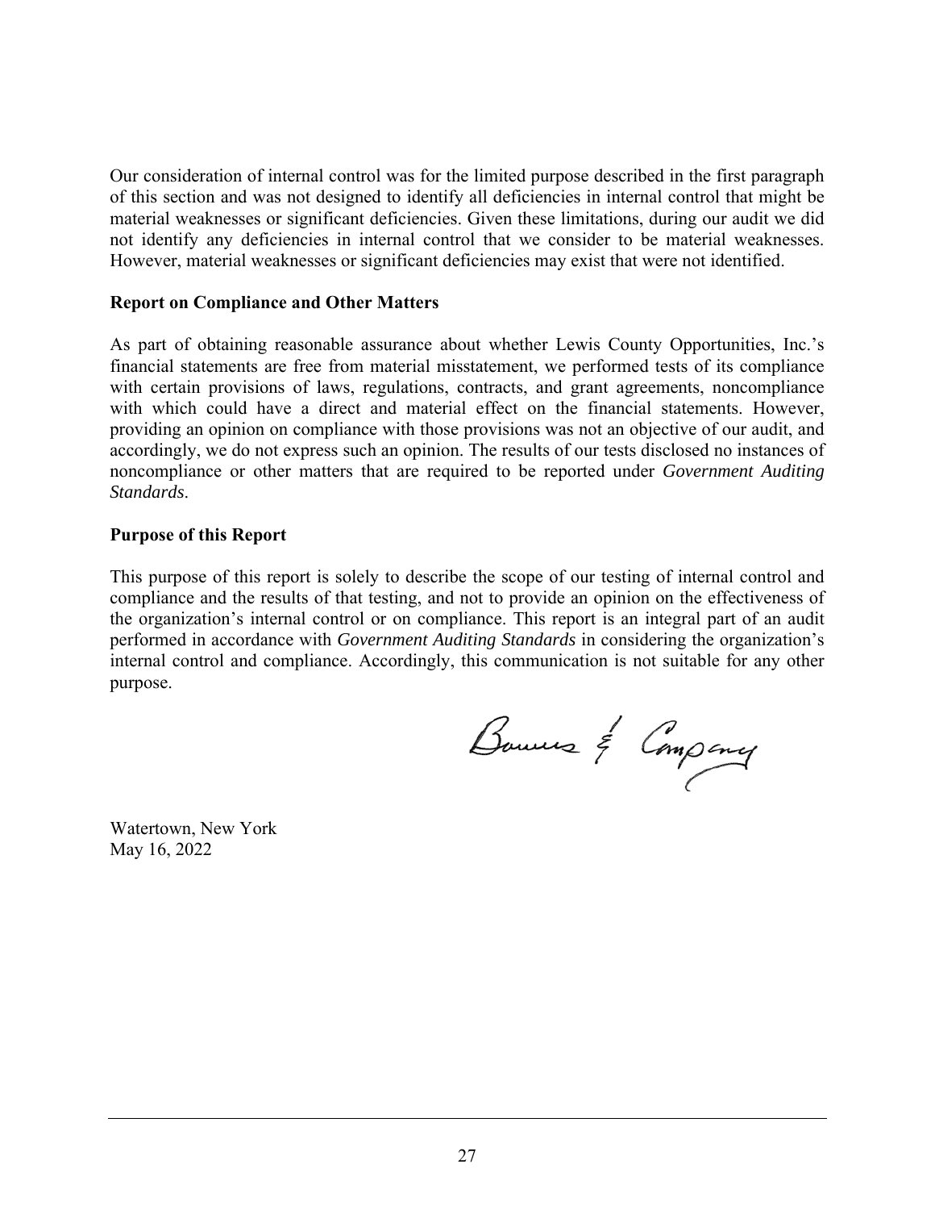Our consideration of internal control was for the limited purpose described in the first paragraph of this section and was not designed to identify all deficiencies in internal control that might be material weaknesses or significant deficiencies. Given these limitations, during our audit we did not identify any deficiencies in internal control that we consider to be material weaknesses. However, material weaknesses or significant deficiencies may exist that were not identified.

**Report on Compliance and Other Matters**

As part of obtaining reasonable assurance about whether Lewis County Opportunities, Inc.'s financial statements are free from material misstatement, we performed tests of its compliance with certain provisions of laws, regulations, contracts, and grant agreements, noncompliance with which could have a direct and material effect on the financial statements. However, providing an opinion on compliance with those provisions was not an objective of our audit, and accordingly, we do not express such an opinion. The results of our tests disclosed no instances of noncompliance or other matters that are required to be reported under *Government Auditing Standards*.

**Purpose of this Report**

This purpose of this report is solely to describe the scope of our testing of internal control and compliance and the results of that testing, and not to provide an opinion on the effectiveness of the organization's internal control or on compliance. This report is an integral part of an audit performed in accordance with *Government Auditing Standards* in considering the organization's internal control and compliance. Accordingly, this communication is not suitable for any other purpose.

Bowers & Company

Watertown, New York
May 16, 2022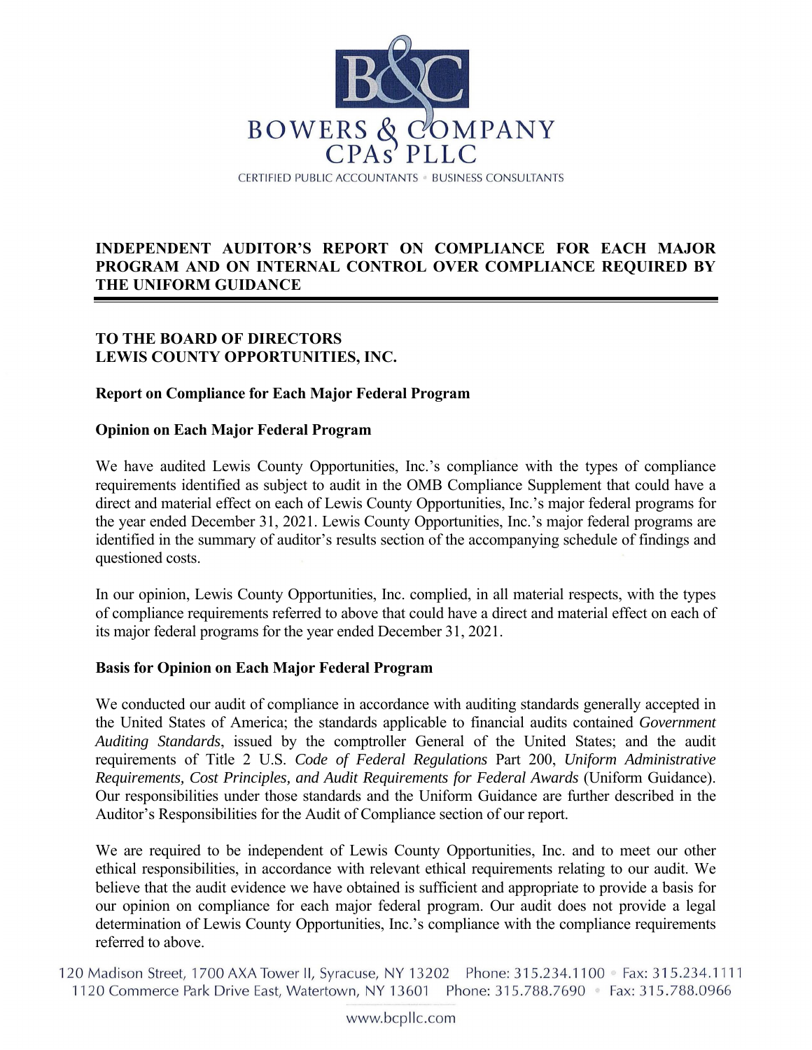BOWERS & COMPANY
CPAs PLLC

CERTIFIED PUBLIC ACCOUNTANTS • BUSINESS CONSULTANTS

# INDEPENDENT AUDITOR'S REPORT ON COMPLIANCE FOR EACH MAJOR PROGRAM AND ON INTERNAL CONTROL OVER COMPLIANCE REQUIRED BY THE UNIFORM GUIDANCE

**TO THE BOARD OF DIRECTORS**
**LEWIS COUNTY OPPORTUNITIES, INC.**

## Report on Compliance for Each Major Federal Program

### Opinion on Each Major Federal Program

We have audited Lewis County Opportunities, Inc.'s compliance with the types of compliance requirements identified as subject to audit in the OMB Compliance Supplement that could have a direct and material effect on each of Lewis County Opportunities, Inc.'s major federal programs for the year ended December 31, 2021. Lewis County Opportunities, Inc.'s major federal programs are identified in the summary of auditor's results section of the accompanying schedule of findings and questioned costs.

In our opinion, Lewis County Opportunities, Inc. complied, in all material respects, with the types of compliance requirements referred to above that could have a direct and material effect on each of its major federal programs for the year ended December 31, 2021.

### Basis for Opinion on Each Major Federal Program

We conducted our audit of compliance in accordance with auditing standards generally accepted in the United States of America; the standards applicable to financial audits contained *Government Auditing Standards*, issued by the comptroller General of the United States; and the audit requirements of Title 2 U.S. *Code of Federal Regulations* Part 200, *Uniform Administrative Requirements, Cost Principles, and Audit Requirements for Federal Awards* (Uniform Guidance). Our responsibilities under those standards and the Uniform Guidance are further described in the Auditor's Responsibilities for the Audit of Compliance section of our report.

We are required to be independent of Lewis County Opportunities, Inc. and to meet our other ethical responsibilities, in accordance with relevant ethical requirements relating to our audit. We believe that the audit evidence we have obtained is sufficient and appropriate to provide a basis for our opinion on compliance for each major federal program. Our audit does not provide a legal determination of Lewis County Opportunities, Inc.'s compliance with the compliance requirements referred to above.

120 Madison Street, 1700 AXA Tower II, Syracuse, NY 13202 Phone: 315.234.1100 • Fax: 315.234.1111
1120 Commerce Park Drive East, Watertown, NY 13601 Phone: 315.788.7690 • Fax: 315.788.0966

www.bcpllc.com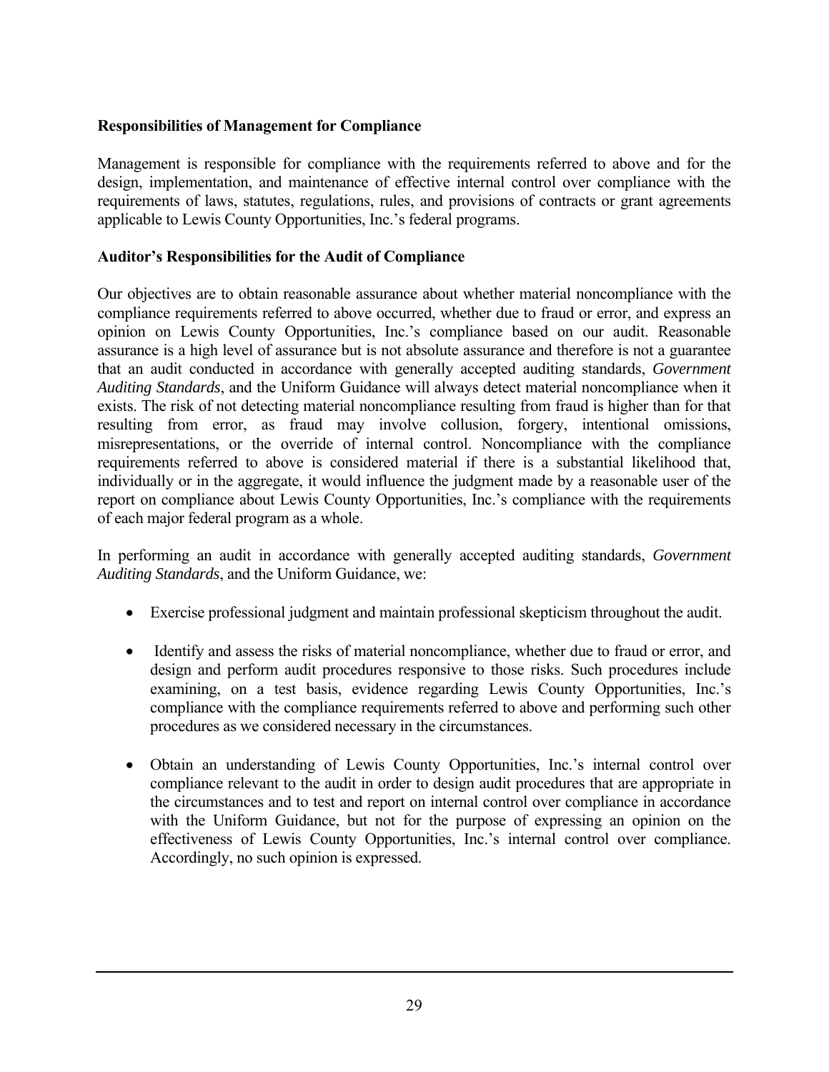**Responsibilities of Management for Compliance**

Management is responsible for compliance with the requirements referred to above and for the design, implementation, and maintenance of effective internal control over compliance with the requirements of laws, statutes, regulations, rules, and provisions of contracts or grant agreements applicable to Lewis County Opportunities, Inc.'s federal programs.

**Auditor's Responsibilities for the Audit of Compliance**

Our objectives are to obtain reasonable assurance about whether material noncompliance with the compliance requirements referred to above occurred, whether due to fraud or error, and express an opinion on Lewis County Opportunities, Inc.'s compliance based on our audit. Reasonable assurance is a high level of assurance but is not absolute assurance and therefore is not a guarantee that an audit conducted in accordance with generally accepted auditing standards, *Government Auditing Standards*, and the Uniform Guidance will always detect material noncompliance when it exists. The risk of not detecting material noncompliance resulting from fraud is higher than for that resulting from error, as fraud may involve collusion, forgery, intentional omissions, misrepresentations, or the override of internal control. Noncompliance with the compliance requirements referred to above is considered material if there is a substantial likelihood that, individually or in the aggregate, it would influence the judgment made by a reasonable user of the report on compliance about Lewis County Opportunities, Inc.'s compliance with the requirements of each major federal program as a whole.

In performing an audit in accordance with generally accepted auditing standards, *Government Auditing Standards*, and the Uniform Guidance, we:

- Exercise professional judgment and maintain professional skepticism throughout the audit.
- Identify and assess the risks of material noncompliance, whether due to fraud or error, and design and perform audit procedures responsive to those risks. Such procedures include examining, on a test basis, evidence regarding Lewis County Opportunities, Inc.'s compliance with the compliance requirements referred to above and performing such other procedures as we considered necessary in the circumstances.
- Obtain an understanding of Lewis County Opportunities, Inc.'s internal control over compliance relevant to the audit in order to design audit procedures that are appropriate in the circumstances and to test and report on internal control over compliance in accordance with the Uniform Guidance, but not for the purpose of expressing an opinion on the effectiveness of Lewis County Opportunities, Inc.'s internal control over compliance. Accordingly, no such opinion is expressed.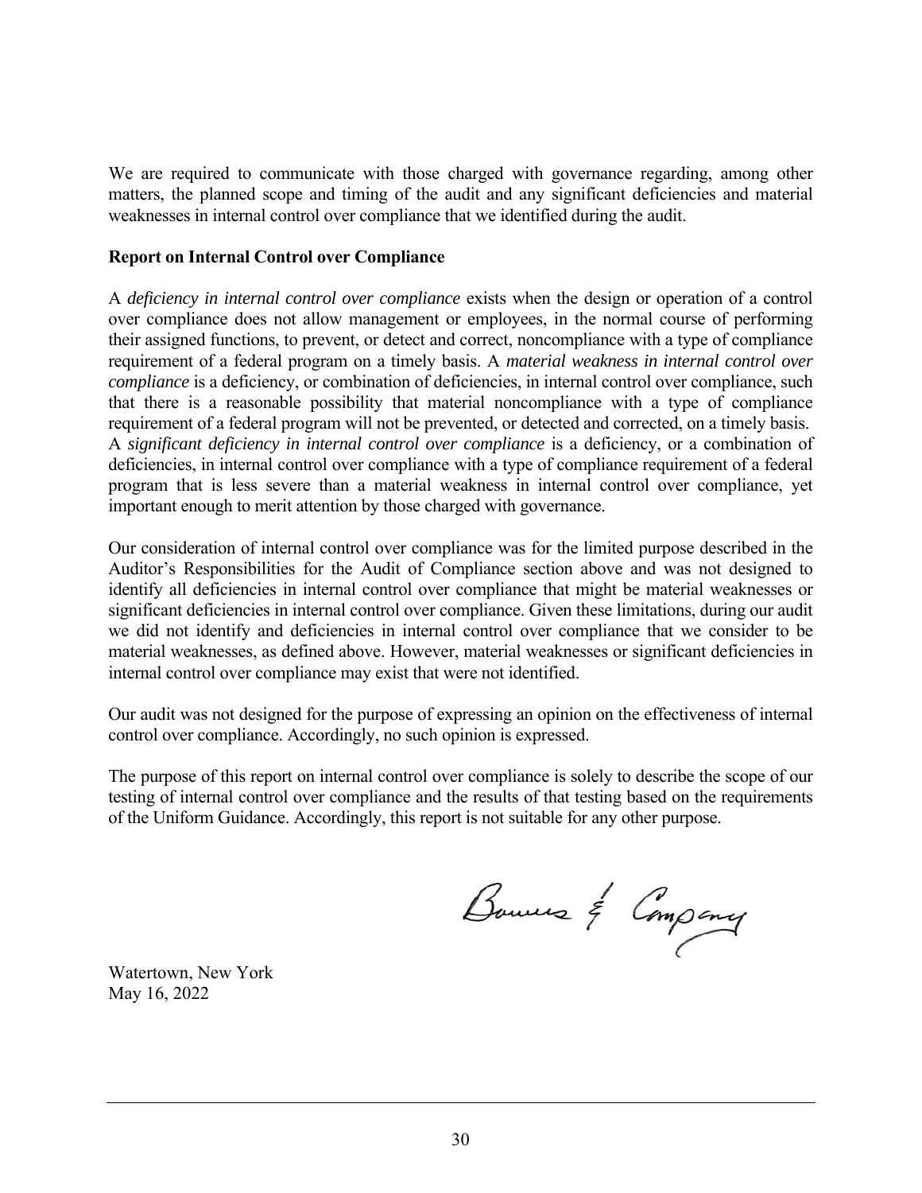We are required to communicate with those charged with governance regarding, among other matters, the planned scope and timing of the audit and any significant deficiencies and material weaknesses in internal control over compliance that we identified during the audit.

**Report on Internal Control over Compliance**

A *deficiency in internal control over compliance* exists when the design or operation of a control over compliance does not allow management or employees, in the normal course of performing their assigned functions, to prevent, or detect and correct, noncompliance with a type of compliance requirement of a federal program on a timely basis. A *material weakness in internal control over compliance* is a deficiency, or combination of deficiencies, in internal control over compliance, such that there is a reasonable possibility that material noncompliance with a type of compliance requirement of a federal program will not be prevented, or detected and corrected, on a timely basis. A *significant deficiency in internal control over compliance* is a deficiency, or a combination of deficiencies, in internal control over compliance with a type of compliance requirement of a federal program that is less severe than a material weakness in internal control over compliance, yet important enough to merit attention by those charged with governance.

Our consideration of internal control over compliance was for the limited purpose described in the Auditor's Responsibilities for the Audit of Compliance section above and was not designed to identify all deficiencies in internal control over compliance that might be material weaknesses or significant deficiencies in internal control over compliance. Given these limitations, during our audit we did not identify and deficiencies in internal control over compliance that we consider to be material weaknesses, as defined above. However, material weaknesses or significant deficiencies in internal control over compliance may exist that were not identified.

Our audit was not designed for the purpose of expressing an opinion on the effectiveness of internal control over compliance. Accordingly, no such opinion is expressed.

The purpose of this report on internal control over compliance is solely to describe the scope of our testing of internal control over compliance and the results of that testing based on the requirements of the Uniform Guidance. Accordingly, this report is not suitable for any other purpose.

Bowers & Company

Watertown, New York
May 16, 2022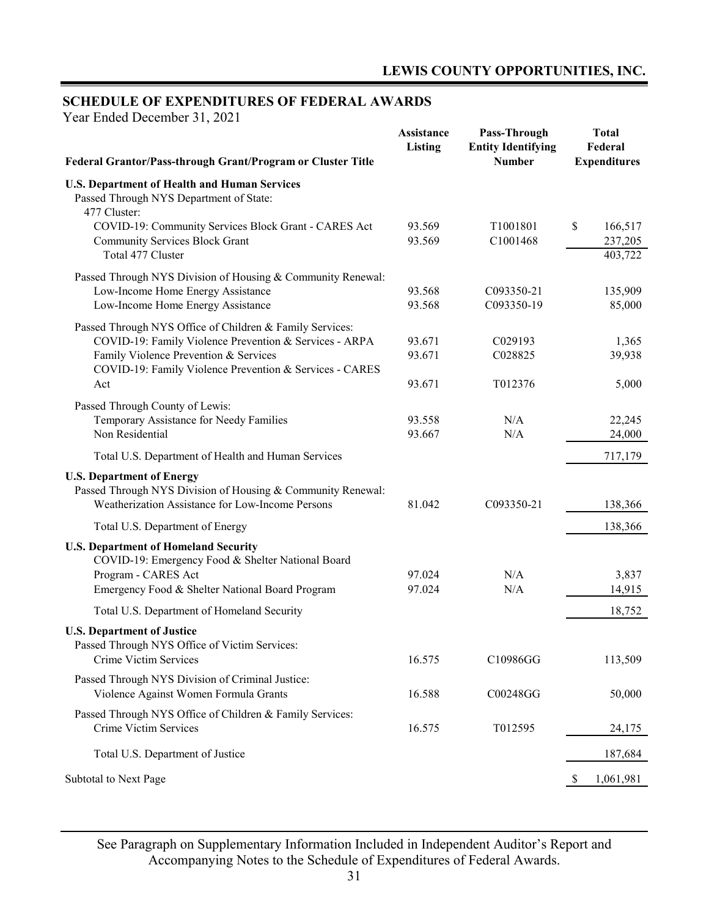## SCHEDULE OF EXPENDITURES OF FEDERAL AWARDS

Year Ended December 31, 2021

| Federal Grantor/Pass-through Grant/Program or Cluster Title | Assistance Listing | Pass-Through Entity Identifying Number | Total Federal Expenditures |
|---|---|---|---|
| **U.S. Department of Health and Human Services** | | | |
| Passed Through NYS Department of State: | | | |
| 477 Cluster: | | | |
| COVID-19: Community Services Block Grant - CARES Act | 93.569 | T1001801 | $ 166,517 |
| Community Services Block Grant | 93.569 | C1001468 | 237,205 |
| Total 477 Cluster | | | 403,722 |
| Passed Through NYS Division of Housing & Community Renewal: | | | |
| Low-Income Home Energy Assistance | 93.568 | C093350-21 | 135,909 |
| Low-Income Home Energy Assistance | 93.568 | C093350-19 | 85,000 |
| Passed Through NYS Office of Children & Family Services: | | | |
| COVID-19: Family Violence Prevention & Services - ARPA | 93.671 | C029193 | 1,365 |
| Family Violence Prevention & Services | 93.671 | C028825 | 39,938 |
| COVID-19: Family Violence Prevention & Services - CARES Act | 93.671 | T012376 | 5,000 |
| Passed Through County of Lewis: | | | |
| Temporary Assistance for Needy Families | 93.558 | N/A | 22,245 |
| Non Residential | 93.667 | N/A | 24,000 |
| Total U.S. Department of Health and Human Services | | | 717,179 |
| **U.S. Department of Energy** | | | |
| Passed Through NYS Division of Housing & Community Renewal: | | | |
| Weatherization Assistance for Low-Income Persons | 81.042 | C093350-21 | 138,366 |
| Total U.S. Department of Energy | | | 138,366 |
| **U.S. Department of Homeland Security** | | | |
| COVID-19: Emergency Food & Shelter National Board Program - CARES Act | 97.024 | N/A | 3,837 |
| Emergency Food & Shelter National Board Program | 97.024 | N/A | 14,915 |
| Total U.S. Department of Homeland Security | | | 18,752 |
| **U.S. Department of Justice** | | | |
| Passed Through NYS Office of Victim Services: | | | |
| Crime Victim Services | 16.575 | C10986GG | 113,509 |
| Passed Through NYS Division of Criminal Justice: | | | |
| Violence Against Women Formula Grants | 16.588 | C00248GG | 50,000 |
| Passed Through NYS Office of Children & Family Services: | | | |
| Crime Victim Services | 16.575 | T012595 | 24,175 |
| Total U.S. Department of Justice | | | 187,684 |
| Subtotal to Next Page | | | $ 1,061,981 |

See Paragraph on Supplementary Information Included in Independent Auditor's Report and Accompanying Notes to the Schedule of Expenditures of Federal Awards.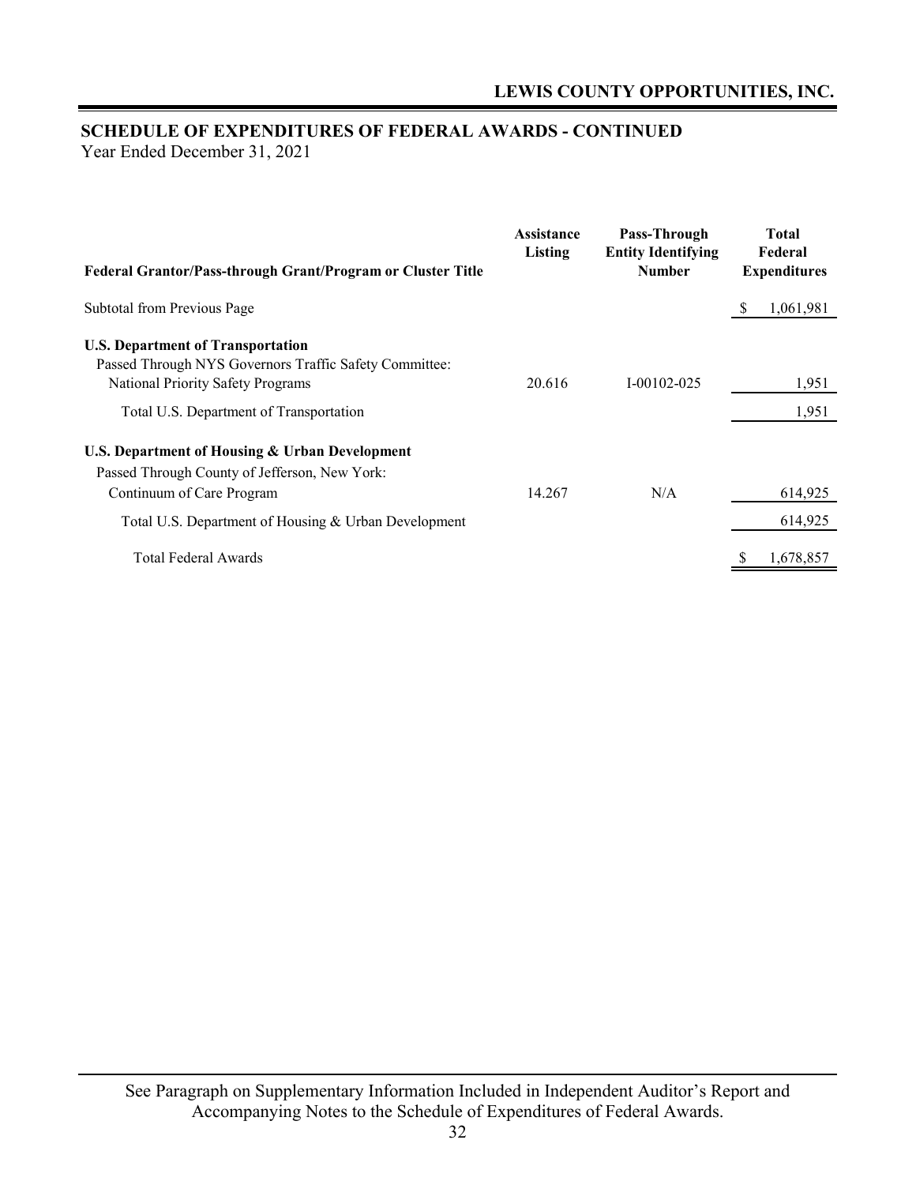## LEWIS COUNTY OPPORTUNITIES, INC.

## SCHEDULE OF EXPENDITURES OF FEDERAL AWARDS - CONTINUED

Year Ended December 31, 2021

| Federal Grantor/Pass-through Grant/Program or Cluster Title | Assistance Listing | Pass-Through Entity Identifying Number | Total Federal Expenditures |
|---|---|---|---|
| Subtotal from Previous Page | | | $ 1,061,981 |
| **U.S. Department of Transportation** | | | |
| Passed Through NYS Governors Traffic Safety Committee: | | | |
| National Priority Safety Programs | 20.616 | I-00102-025 | 1,951 |
| Total U.S. Department of Transportation | | | 1,951 |
| **U.S. Department of Housing & Urban Development** | | | |
| Passed Through County of Jefferson, New York: | | | |
| Continuum of Care Program | 14.267 | N/A | 614,925 |
| Total U.S. Department of Housing & Urban Development | | | 614,925 |
| Total Federal Awards | | | $ 1,678,857 |

See Paragraph on Supplementary Information Included in Independent Auditor's Report and Accompanying Notes to the Schedule of Expenditures of Federal Awards.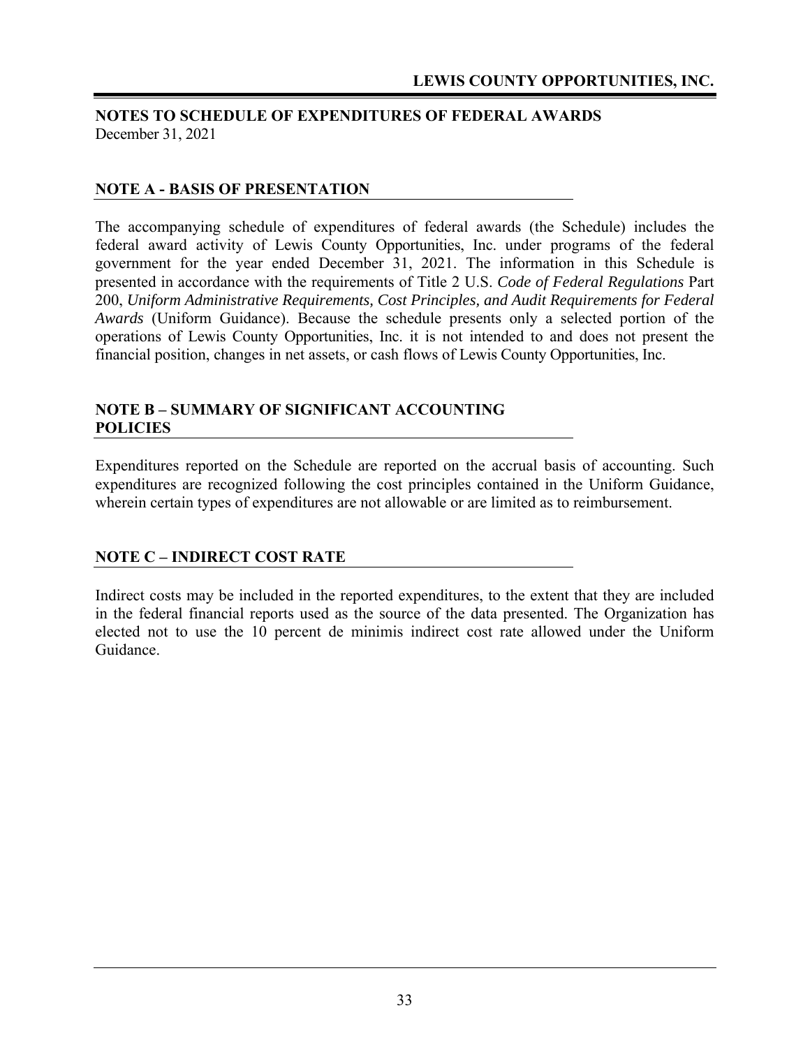## NOTES TO SCHEDULE OF EXPENDITURES OF FEDERAL AWARDS

December 31, 2021

### NOTE A - BASIS OF PRESENTATION

The accompanying schedule of expenditures of federal awards (the Schedule) includes the federal award activity of Lewis County Opportunities, Inc. under programs of the federal government for the year ended December 31, 2021. The information in this Schedule is presented in accordance with the requirements of Title 2 U.S. *Code of Federal Regulations* Part 200, *Uniform Administrative Requirements, Cost Principles, and Audit Requirements for Federal Awards* (Uniform Guidance). Because the schedule presents only a selected portion of the operations of Lewis County Opportunities, Inc. it is not intended to and does not present the financial position, changes in net assets, or cash flows of Lewis County Opportunities, Inc.

### NOTE B – SUMMARY OF SIGNIFICANT ACCOUNTING POLICIES

Expenditures reported on the Schedule are reported on the accrual basis of accounting. Such expenditures are recognized following the cost principles contained in the Uniform Guidance, wherein certain types of expenditures are not allowable or are limited as to reimbursement.

### NOTE C – INDIRECT COST RATE

Indirect costs may be included in the reported expenditures, to the extent that they are included in the federal financial reports used as the source of the data presented. The Organization has elected not to use the 10 percent de minimis indirect cost rate allowed under the Uniform Guidance.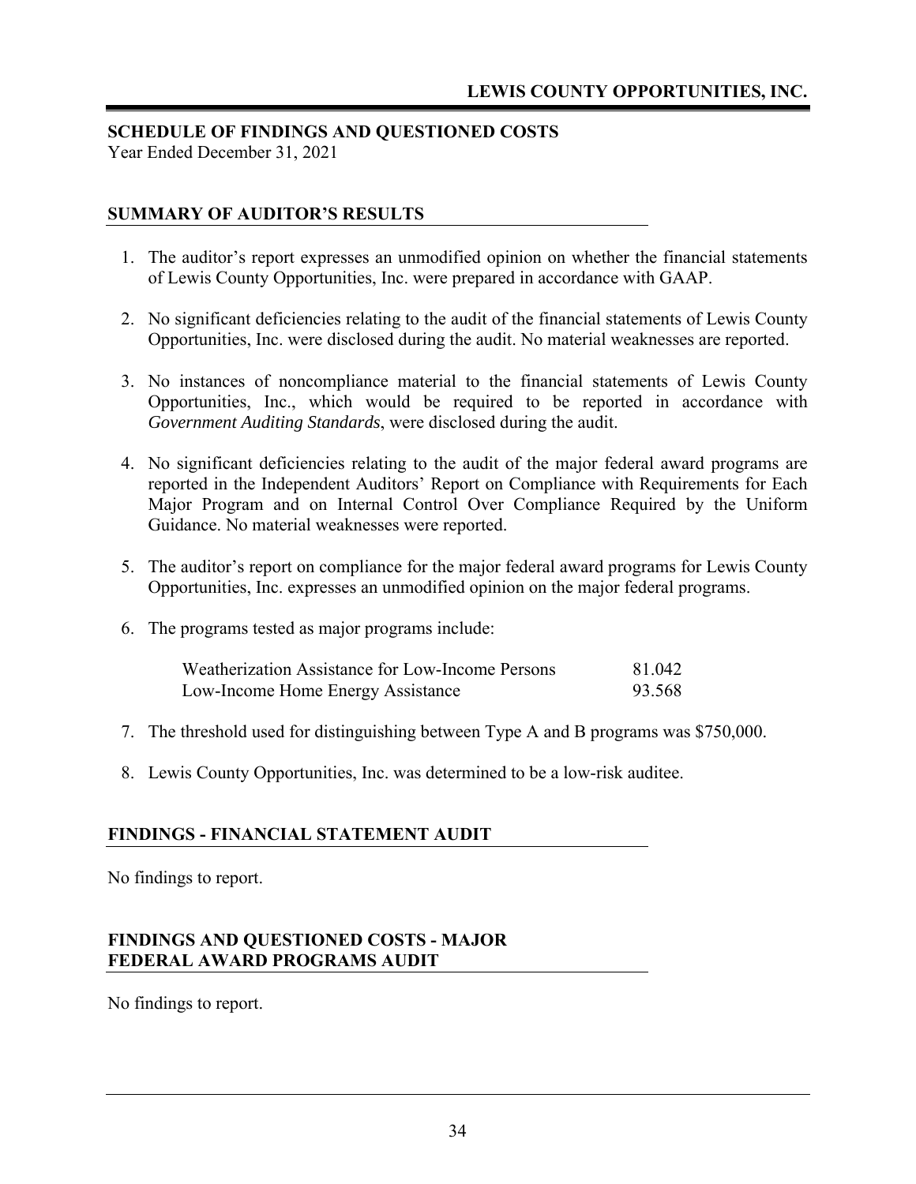# SCHEDULE OF FINDINGS AND QUESTIONED COSTS

Year Ended December 31, 2021

## SUMMARY OF AUDITOR'S RESULTS

1. The auditor's report expresses an unmodified opinion on whether the financial statements of Lewis County Opportunities, Inc. were prepared in accordance with GAAP.

2. No significant deficiencies relating to the audit of the financial statements of Lewis County Opportunities, Inc. were disclosed during the audit. No material weaknesses are reported.

3. No instances of noncompliance material to the financial statements of Lewis County Opportunities, Inc., which would be required to be reported in accordance with *Government Auditing Standards*, were disclosed during the audit.

4. No significant deficiencies relating to the audit of the major federal award programs are reported in the Independent Auditors' Report on Compliance with Requirements for Each Major Program and on Internal Control Over Compliance Required by the Uniform Guidance. No material weaknesses were reported.

5. The auditor's report on compliance for the major federal award programs for Lewis County Opportunities, Inc. expresses an unmodified opinion on the major federal programs.

6. The programs tested as major programs include:

| | |
|---|---|
| Weatherization Assistance for Low-Income Persons | 81.042 |
| Low-Income Home Energy Assistance | 93.568 |

7. The threshold used for distinguishing between Type A and B programs was $750,000.

8. Lewis County Opportunities, Inc. was determined to be a low-risk auditee.

## FINDINGS - FINANCIAL STATEMENT AUDIT

No findings to report.

## FINDINGS AND QUESTIONED COSTS - MAJOR FEDERAL AWARD PROGRAMS AUDIT

No findings to report.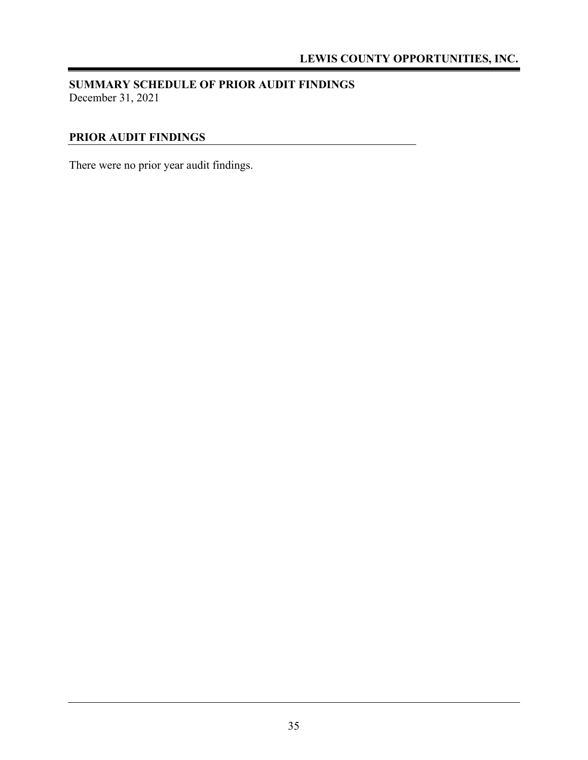## SUMMARY SCHEDULE OF PRIOR AUDIT FINDINGS

December 31, 2021

### PRIOR AUDIT FINDINGS

There were no prior year audit findings.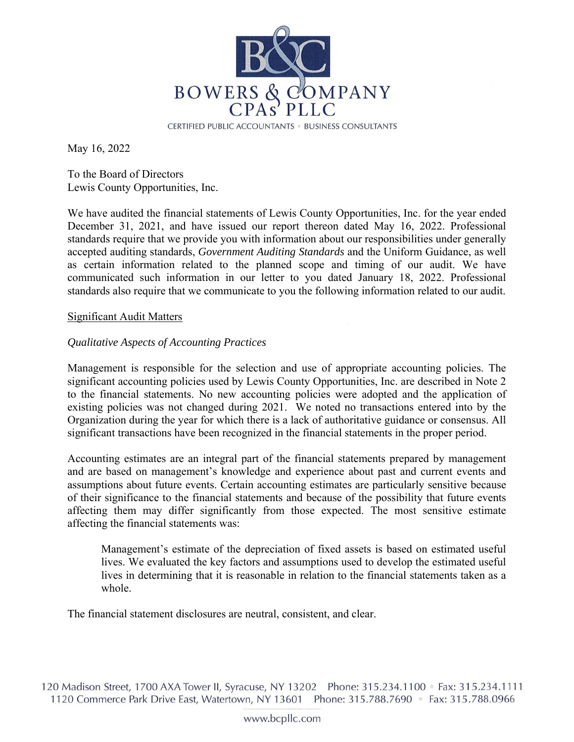**BOWERS & COMPANY CPAs PLLC**

CERTIFIED PUBLIC ACCOUNTANTS • BUSINESS CONSULTANTS

May 16, 2022

To the Board of Directors
Lewis County Opportunities, Inc.

We have audited the financial statements of Lewis County Opportunities, Inc. for the year ended December 31, 2021, and have issued our report thereon dated May 16, 2022. Professional standards require that we provide you with information about our responsibilities under generally accepted auditing standards, *Government Auditing Standards* and the Uniform Guidance, as well as certain information related to the planned scope and timing of our audit. We have communicated such information in our letter to you dated January 18, 2022. Professional standards also require that we communicate to you the following information related to our audit.

<u>Significant Audit Matters</u>

*Qualitative Aspects of Accounting Practices*

Management is responsible for the selection and use of appropriate accounting policies. The significant accounting policies used by Lewis County Opportunities, Inc. are described in Note 2 to the financial statements. No new accounting policies were adopted and the application of existing policies was not changed during 2021. We noted no transactions entered into by the Organization during the year for which there is a lack of authoritative guidance or consensus. All significant transactions have been recognized in the financial statements in the proper period.

Accounting estimates are an integral part of the financial statements prepared by management and are based on management's knowledge and experience about past and current events and assumptions about future events. Certain accounting estimates are particularly sensitive because of their significance to the financial statements and because of the possibility that future events affecting them may differ significantly from those expected. The most sensitive estimate affecting the financial statements was:

> Management's estimate of the depreciation of fixed assets is based on estimated useful lives. We evaluated the key factors and assumptions used to develop the estimated useful lives in determining that it is reasonable in relation to the financial statements taken as a whole.

The financial statement disclosures are neutral, consistent, and clear.

120 Madison Street, 1700 AXA Tower II, Syracuse, NY 13202 Phone: 315.234.1100 • Fax: 315.234.1111
1120 Commerce Park Drive East, Watertown, NY 13601 Phone: 315.788.7690 • Fax: 315.788.0966

www.bcpllc.com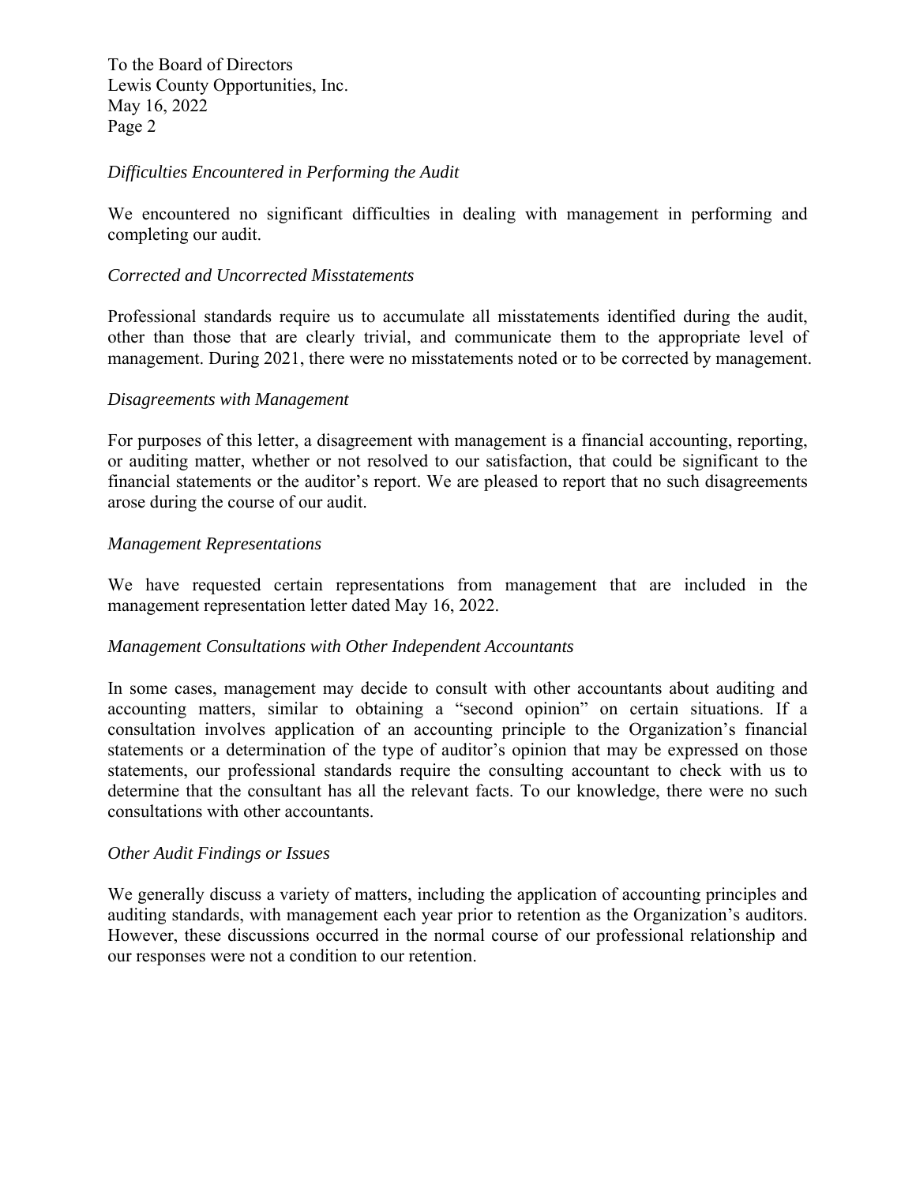To the Board of Directors
Lewis County Opportunities, Inc.
May 16, 2022
Page 2

*Difficulties Encountered in Performing the Audit*

We encountered no significant difficulties in dealing with management in performing and completing our audit.

*Corrected and Uncorrected Misstatements*

Professional standards require us to accumulate all misstatements identified during the audit, other than those that are clearly trivial, and communicate them to the appropriate level of management. During 2021, there were no misstatements noted or to be corrected by management.

*Disagreements with Management*

For purposes of this letter, a disagreement with management is a financial accounting, reporting, or auditing matter, whether or not resolved to our satisfaction, that could be significant to the financial statements or the auditor's report. We are pleased to report that no such disagreements arose during the course of our audit.

*Management Representations*

We have requested certain representations from management that are included in the management representation letter dated May 16, 2022.

*Management Consultations with Other Independent Accountants*

In some cases, management may decide to consult with other accountants about auditing and accounting matters, similar to obtaining a "second opinion" on certain situations. If a consultation involves application of an accounting principle to the Organization's financial statements or a determination of the type of auditor's opinion that may be expressed on those statements, our professional standards require the consulting accountant to check with us to determine that the consultant has all the relevant facts. To our knowledge, there were no such consultations with other accountants.

*Other Audit Findings or Issues*

We generally discuss a variety of matters, including the application of accounting principles and auditing standards, with management each year prior to retention as the Organization's auditors. However, these discussions occurred in the normal course of our professional relationship and our responses were not a condition to our retention.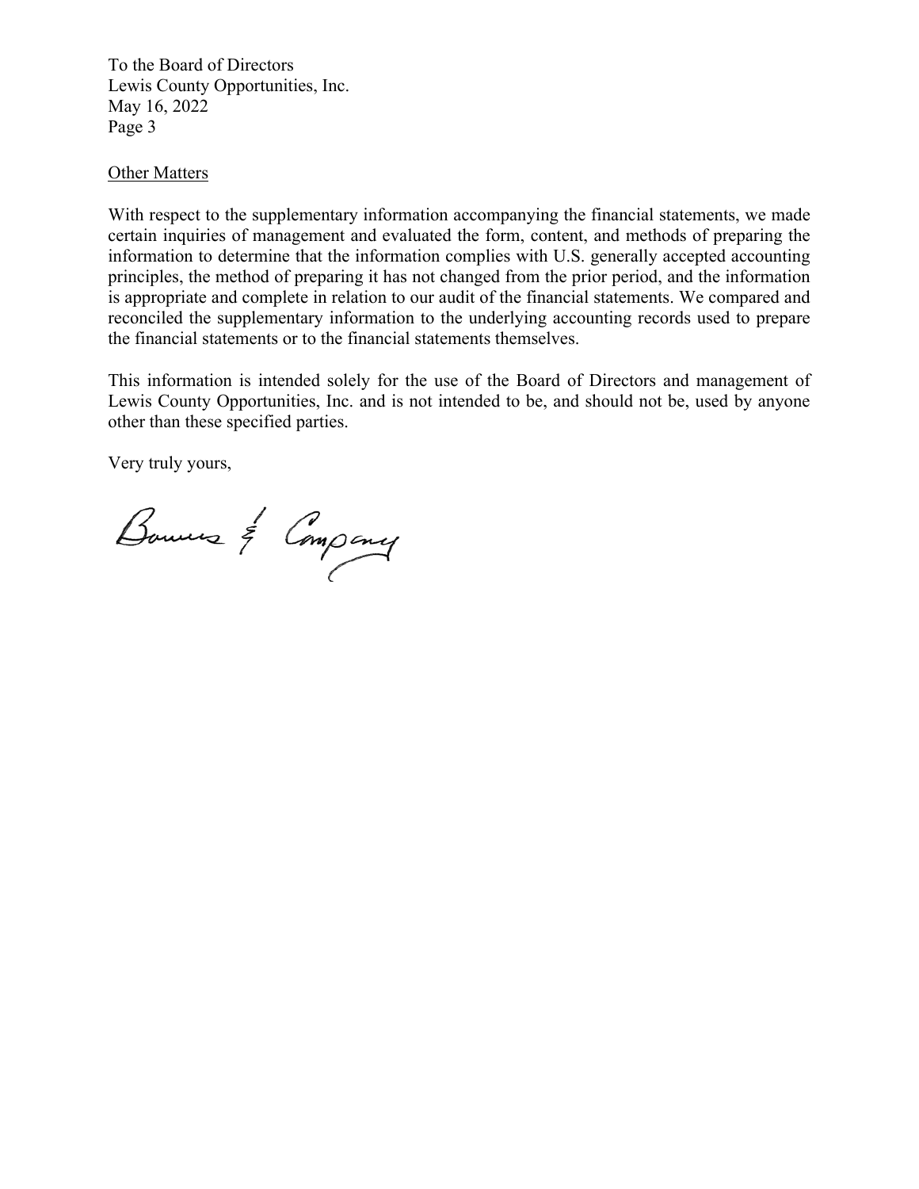To the Board of Directors
Lewis County Opportunities, Inc.
May 16, 2022
Page 3

Other Matters

With respect to the supplementary information accompanying the financial statements, we made certain inquiries of management and evaluated the form, content, and methods of preparing the information to determine that the information complies with U.S. generally accepted accounting principles, the method of preparing it has not changed from the prior period, and the information is appropriate and complete in relation to our audit of the financial statements. We compared and reconciled the supplementary information to the underlying accounting records used to prepare the financial statements or to the financial statements themselves.

This information is intended solely for the use of the Board of Directors and management of Lewis County Opportunities, Inc. and is not intended to be, and should not be, used by anyone other than these specified parties.

Very truly yours,

Bowers & Company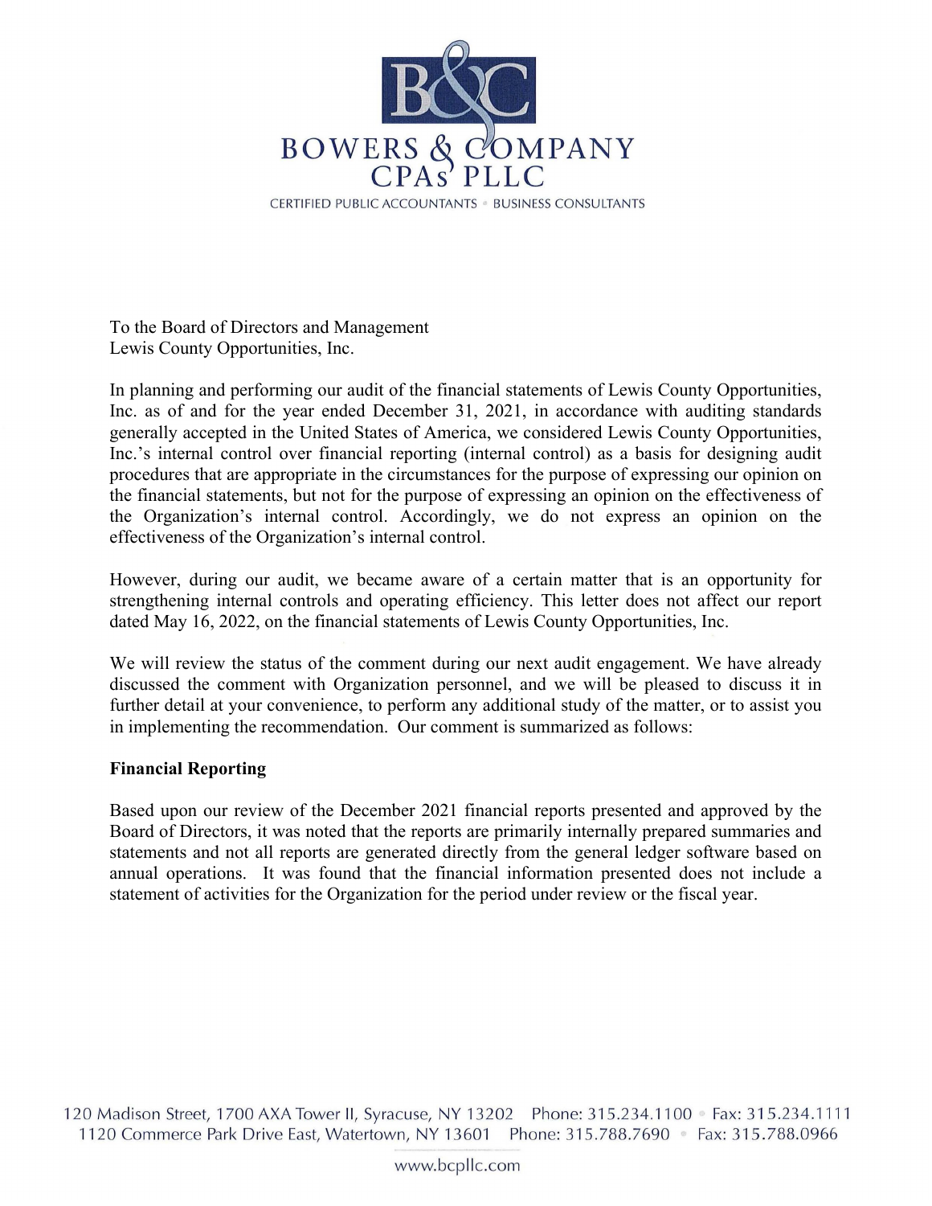# BOWERS & COMPANY CPAs PLLC

CERTIFIED PUBLIC ACCOUNTANTS • BUSINESS CONSULTANTS

To the Board of Directors and Management
Lewis County Opportunities, Inc.

In planning and performing our audit of the financial statements of Lewis County Opportunities, Inc. as of and for the year ended December 31, 2021, in accordance with auditing standards generally accepted in the United States of America, we considered Lewis County Opportunities, Inc.'s internal control over financial reporting (internal control) as a basis for designing audit procedures that are appropriate in the circumstances for the purpose of expressing our opinion on the financial statements, but not for the purpose of expressing an opinion on the effectiveness of the Organization's internal control. Accordingly, we do not express an opinion on the effectiveness of the Organization's internal control.

However, during our audit, we became aware of a certain matter that is an opportunity for strengthening internal controls and operating efficiency. This letter does not affect our report dated May 16, 2022, on the financial statements of Lewis County Opportunities, Inc.

We will review the status of the comment during our next audit engagement. We have already discussed the comment with Organization personnel, and we will be pleased to discuss it in further detail at your convenience, to perform any additional study of the matter, or to assist you in implementing the recommendation. Our comment is summarized as follows:

**Financial Reporting**

Based upon our review of the December 2021 financial reports presented and approved by the Board of Directors, it was noted that the reports are primarily internally prepared summaries and statements and not all reports are generated directly from the general ledger software based on annual operations. It was found that the financial information presented does not include a statement of activities for the Organization for the period under review or the fiscal year.

120 Madison Street, 1700 AXA Tower II, Syracuse, NY 13202 Phone: 315.234.1100 • Fax: 315.234.1111
1120 Commerce Park Drive East, Watertown, NY 13601 Phone: 315.788.7690 • Fax: 315.788.0966

www.bcpllc.com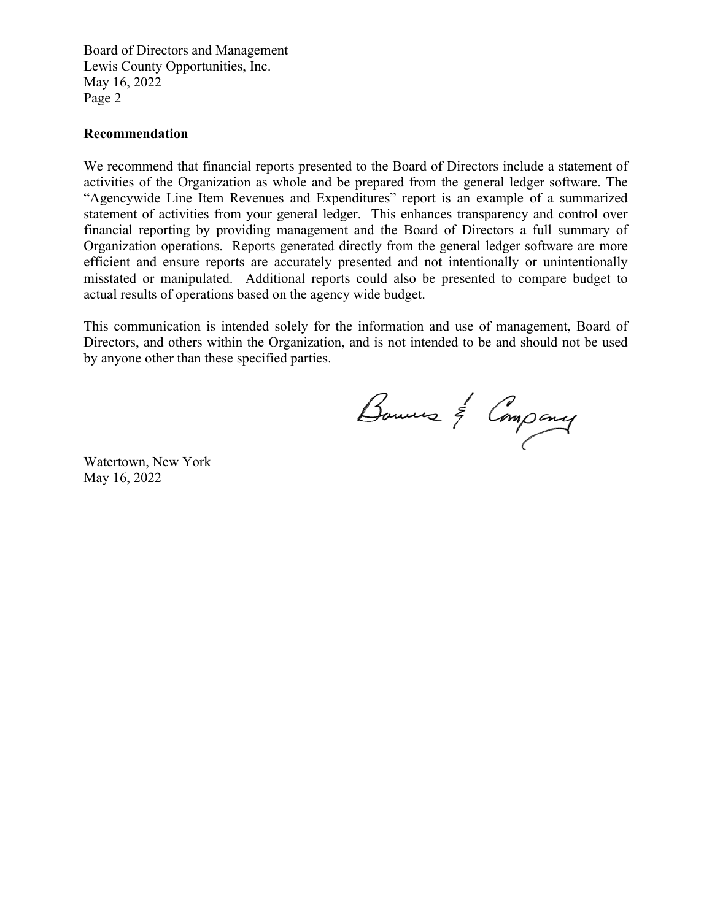**Recommendation**

We recommend that financial reports presented to the Board of Directors include a statement of activities of the Organization as whole and be prepared from the general ledger software. The "Agencywide Line Item Revenues and Expenditures" report is an example of a summarized statement of activities from your general ledger. This enhances transparency and control over financial reporting by providing management and the Board of Directors a full summary of Organization operations. Reports generated directly from the general ledger software are more efficient and ensure reports are accurately presented and not intentionally or unintentionally misstated or manipulated. Additional reports could also be presented to compare budget to actual results of operations based on the agency wide budget.

This communication is intended solely for the information and use of management, Board of Directors, and others within the Organization, and is not intended to be and should not be used by anyone other than these specified parties.

Bowers & Company

Watertown, New York
May 16, 2022